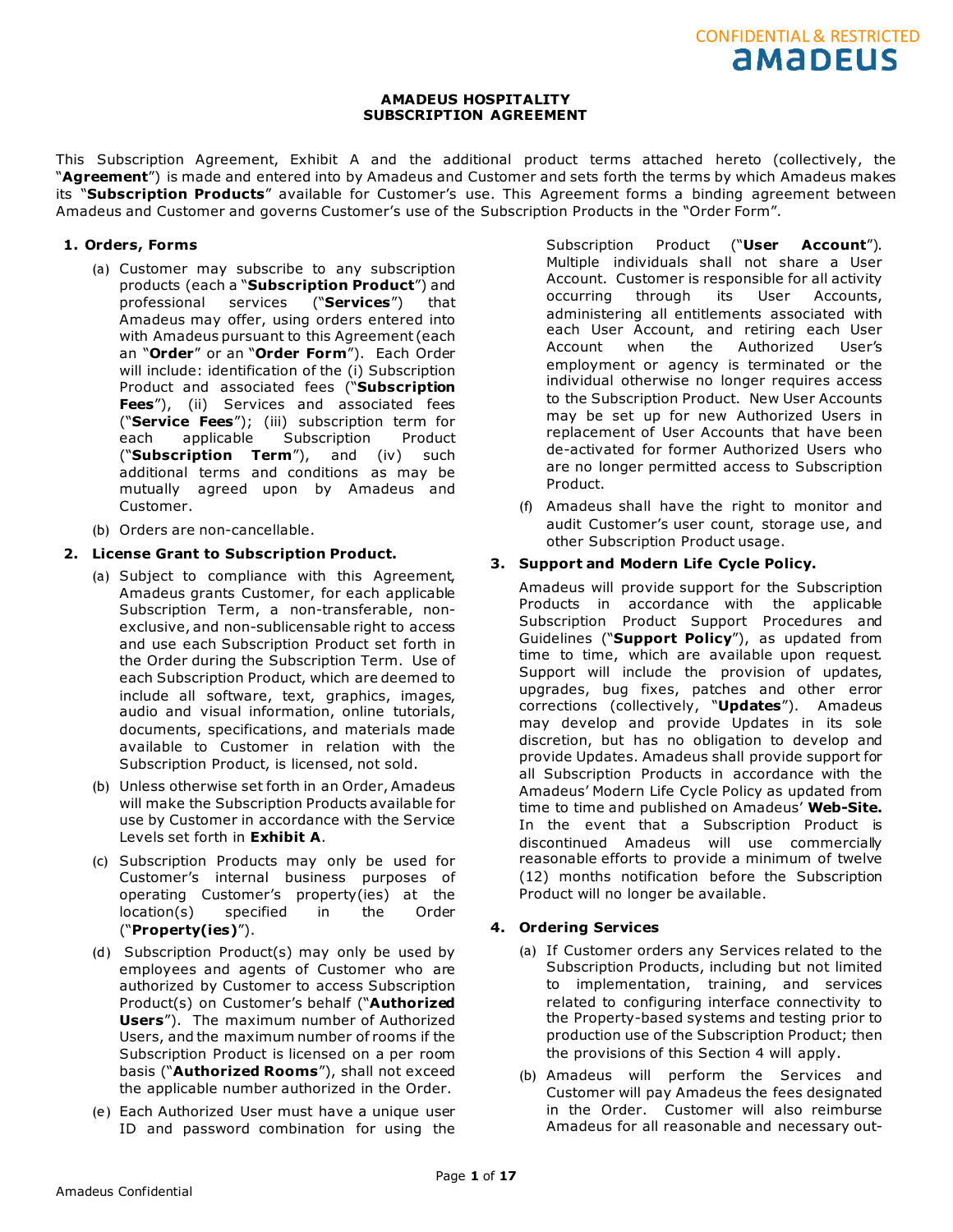# AMADEUS HOSPITALITY SUBSCRIPTION AGREEMENT

This Subscription Agreement, Exhibit A and the additional product terms attached hereto (collectively, the "**Agreement**") is made and entered into by Amadeus and Customer and sets forth the terms by which Amadeus makes its "**Subscription Products**" available for Customer's use. This Agreement forms a binding agreement between Amadeus and Customer and governs Customer's use of the Subscription Products in the "Order Form".

## 1. Orders, Forms

(a) Customer may subscribe to any subscription products (each a "**Subscription Product**") and professional services ("**Services**") that Amadeus may offer, using orders entered into with Amadeus pursuant to this Agreement (each an "**Order**" or an "**Order Form**"). Each Order will include: identification of the (i) Subscription Product and associated fees ("**Subscription Fees**"), (ii) Services and associated fees ("**Service Fees**"); (iii) subscription term for each applicable Subscription Product ("**Subscription Term**"), and (iv) such additional terms and conditions as may be mutually agreed upon by Amadeus and Customer.

(b) Orders are non-cancellable.

## 2. License Grant to Subscription Product.

(a) Subject to compliance with this Agreement, Amadeus grants Customer, for each applicable Subscription Term, a non-transferable, non-exclusive, and non-sublicensable right to access and use each Subscription Product set forth in the Order during the Subscription Term. Use of each Subscription Product, which are deemed to include all software, text, graphics, images, audio and visual information, online tutorials, documents, specifications, and materials made available to Customer in relation with the Subscription Product, is licensed, not sold.

(b) Unless otherwise set forth in an Order, Amadeus will make the Subscription Products available for use by Customer in accordance with the Service Levels set forth in **Exhibit A**.

(c) Subscription Products may only be used for Customer's internal business purposes of operating Customer's property(ies) at the location(s) specified in the Order ("**Property(ies)**").

(d) Subscription Product(s) may only be used by employees and agents of Customer who are authorized by Customer to access Subscription Product(s) on Customer's behalf ("**Authorized Users**"). The maximum number of Authorized Users, and the maximum number of rooms if the Subscription Product is licensed on a per room basis ("**Authorized Rooms**"), shall not exceed the applicable number authorized in the Order.

(e) Each Authorized User must have a unique user ID and password combination for using the Subscription Product ("**User Account**"). Multiple individuals shall not share a User Account. Customer is responsible for all activity occurring through its User Accounts, administering all entitlements associated with each User Account, and retiring each User Account when the Authorized User's employment or agency is terminated or the individual otherwise no longer requires access to the Subscription Product. New User Accounts may be set up for new Authorized Users in replacement of User Accounts that have been de-activated for former Authorized Users who are no longer permitted access to Subscription Product.

(f) Amadeus shall have the right to monitor and audit Customer's user count, storage use, and other Subscription Product usage.

## 3. Support and Modern Life Cycle Policy.

Amadeus will provide support for the Subscription Products in accordance with the applicable Subscription Product Support Procedures and Guidelines ("**Support Policy**"), as updated from time to time, which are available upon request. Support will include the provision of updates, upgrades, bug fixes, patches and other error corrections (collectively, "**Updates**"). Amadeus may develop and provide Updates in its sole discretion, but has no obligation to develop and provide Updates. Amadeus shall provide support for all Subscription Products in accordance with the Amadeus' Modern Life Cycle Policy as updated from time to time and published on Amadeus' **Web-Site.** In the event that a Subscription Product is discontinued Amadeus will use commercially reasonable efforts to provide a minimum of twelve (12) months notification before the Subscription Product will no longer be available.

## 4. Ordering Services

(a) If Customer orders any Services related to the Subscription Products, including but not limited to implementation, training, and services related to configuring interface connectivity to the Property-based systems and testing prior to production use of the Subscription Product; then the provisions of this Section 4 will apply.

(b) Amadeus will perform the Services and Customer will pay Amadeus the fees designated in the Order. Customer will also reimburse Amadeus for all reasonable and necessary out-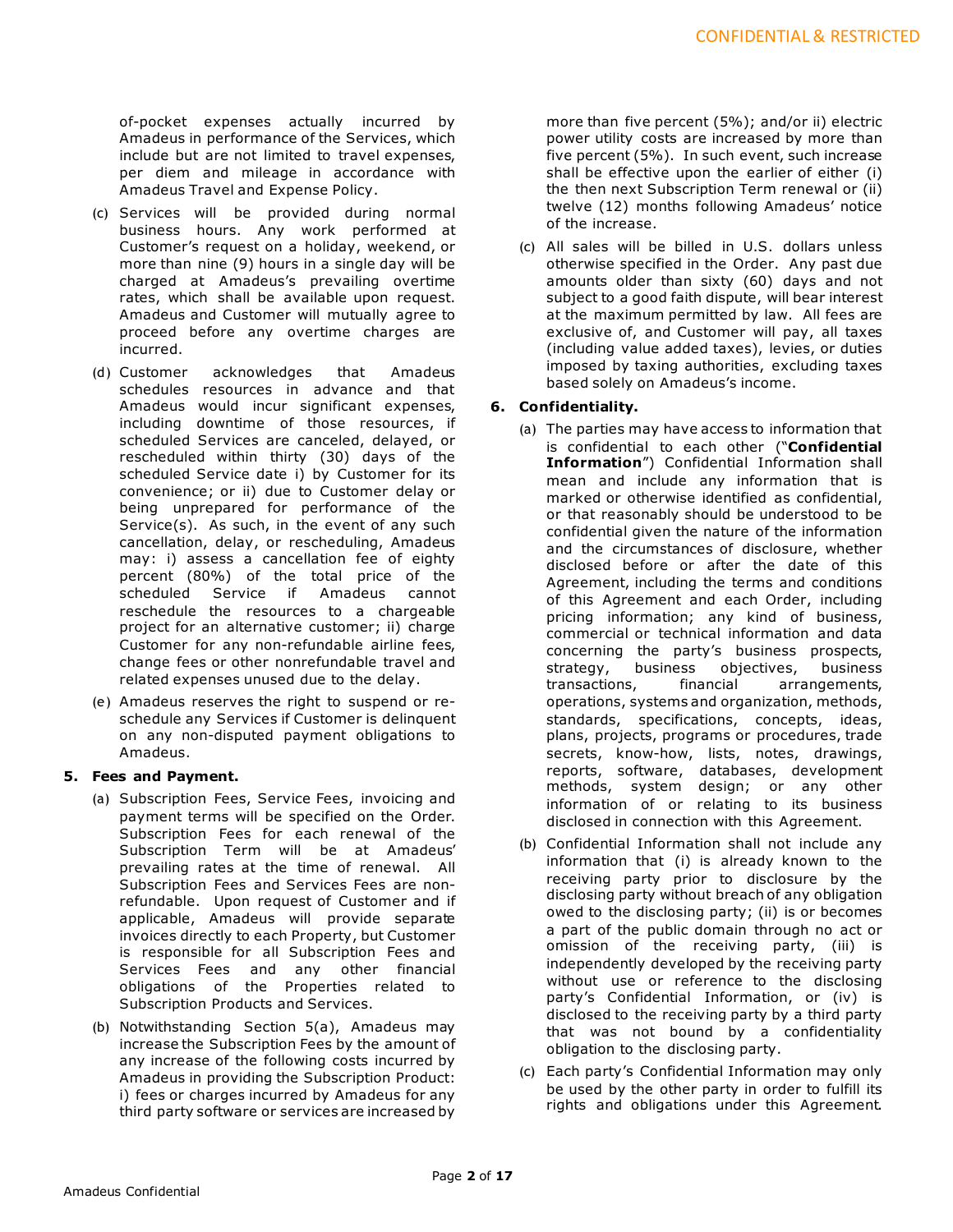of-pocket expenses actually incurred by Amadeus in performance of the Services, which include but are not limited to travel expenses, per diem and mileage in accordance with Amadeus Travel and Expense Policy.

(c) Services will be provided during normal business hours. Any work performed at Customer's request on a holiday, weekend, or more than nine (9) hours in a single day will be charged at Amadeus's prevailing overtime rates, which shall be available upon request. Amadeus and Customer will mutually agree to proceed before any overtime charges are incurred.

(d) Customer acknowledges that Amadeus schedules resources in advance and that Amadeus would incur significant expenses, including downtime of those resources, if scheduled Services are canceled, delayed, or rescheduled within thirty (30) days of the scheduled Service date i) by Customer for its convenience; or ii) due to Customer delay or being unprepared for performance of the Service(s). As such, in the event of any such cancellation, delay, or rescheduling, Amadeus may: i) assess a cancellation fee of eighty percent (80%) of the total price of the scheduled Service if Amadeus cannot reschedule the resources to a chargeable project for an alternative customer; ii) charge Customer for any non-refundable airline fees, change fees or other nonrefundable travel and related expenses unused due to the delay.

(e) Amadeus reserves the right to suspend or re-schedule any Services if Customer is delinquent on any non-disputed payment obligations to Amadeus.

**5. Fees and Payment.**

(a) Subscription Fees, Service Fees, invoicing and payment terms will be specified on the Order. Subscription Fees for each renewal of the Subscription Term will be at Amadeus' prevailing rates at the time of renewal. All Subscription Fees and Services Fees are non-refundable. Upon request of Customer and if applicable, Amadeus will provide separate invoices directly to each Property, but Customer is responsible for all Subscription Fees and Services Fees and any other financial obligations of the Properties related to Subscription Products and Services.

(b) Notwithstanding Section 5(a), Amadeus may increase the Subscription Fees by the amount of any increase of the following costs incurred by Amadeus in providing the Subscription Product: i) fees or charges incurred by Amadeus for any third party software or services are increased by more than five percent (5%); and/or ii) electric power utility costs are increased by more than five percent (5%). In such event, such increase shall be effective upon the earlier of either (i) the then next Subscription Term renewal or (ii) twelve (12) months following Amadeus' notice of the increase.

(c) All sales will be billed in U.S. dollars unless otherwise specified in the Order. Any past due amounts older than sixty (60) days and not subject to a good faith dispute, will bear interest at the maximum permitted by law. All fees are exclusive of, and Customer will pay, all taxes (including value added taxes), levies, or duties imposed by taxing authorities, excluding taxes based solely on Amadeus's income.

**6. Confidentiality.**

(a) The parties may have access to information that is confidential to each other ("**Confidential Information**") Confidential Information shall mean and include any information that is marked or otherwise identified as confidential, or that reasonably should be understood to be confidential given the nature of the information and the circumstances of disclosure, whether disclosed before or after the date of this Agreement, including the terms and conditions of this Agreement and each Order, including pricing information; any kind of business, commercial or technical information and data concerning the party's business prospects, strategy, business objectives, business transactions, financial arrangements, operations, systems and organization, methods, standards, specifications, concepts, ideas, plans, projects, programs or procedures, trade secrets, know-how, lists, notes, drawings, reports, software, databases, development methods, system design; or any other information of or relating to its business disclosed in connection with this Agreement.

(b) Confidential Information shall not include any information that (i) is already known to the receiving party prior to disclosure by the disclosing party without breach of any obligation owed to the disclosing party; (ii) is or becomes a part of the public domain through no act or omission of the receiving party, (iii) is independently developed by the receiving party without use or reference to the disclosing party's Confidential Information, or (iv) is disclosed to the receiving party by a third party that was not bound by a confidentiality obligation to the disclosing party.

(c) Each party's Confidential Information may only be used by the other party in order to fulfill its rights and obligations under this Agreement.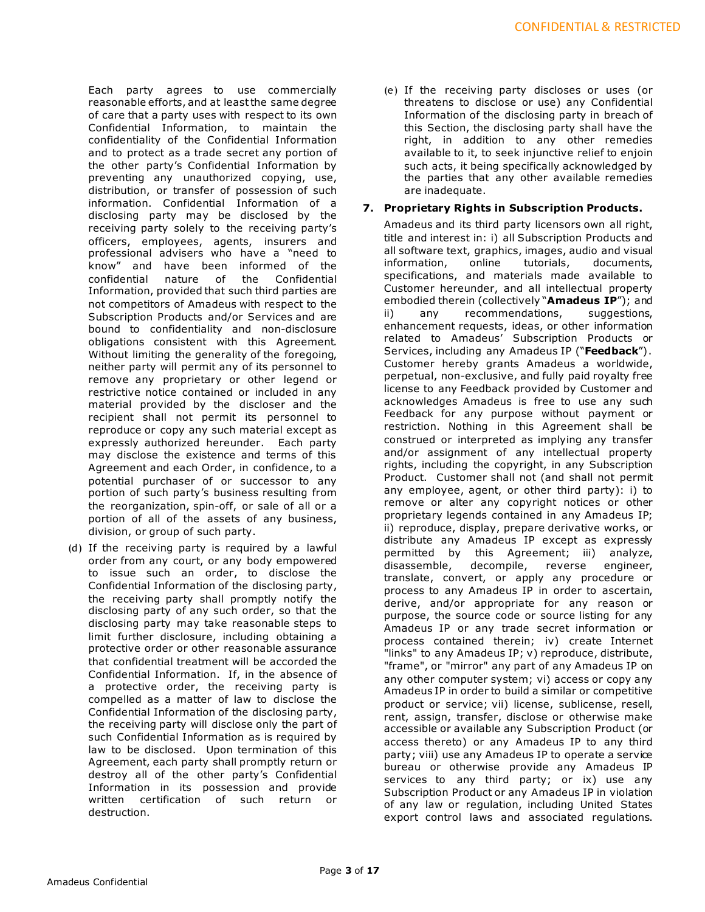Each party agrees to use commercially reasonable efforts, and at least the same degree of care that a party uses with respect to its own Confidential Information, to maintain the confidentiality of the Confidential Information and to protect as a trade secret any portion of the other party's Confidential Information by preventing any unauthorized copying, use, distribution, or transfer of possession of such information. Confidential Information of a disclosing party may be disclosed by the receiving party solely to the receiving party's officers, employees, agents, insurers and professional advisers who have a "need to know" and have been informed of the confidential nature of the Confidential Information, provided that such third parties are not competitors of Amadeus with respect to the Subscription Products and/or Services and are bound to confidentiality and non-disclosure obligations consistent with this Agreement. Without limiting the generality of the foregoing, neither party will permit any of its personnel to remove any proprietary or other legend or restrictive notice contained or included in any material provided by the discloser and the recipient shall not permit its personnel to reproduce or copy any such material except as expressly authorized hereunder. Each party may disclose the existence and terms of this Agreement and each Order, in confidence, to a potential purchaser of or successor to any portion of such party's business resulting from the reorganization, spin-off, or sale of all or a portion of all of the assets of any business, division, or group of such party.

(d) If the receiving party is required by a lawful order from any court, or any body empowered to issue such an order, to disclose the Confidential Information of the disclosing party, the receiving party shall promptly notify the disclosing party of any such order, so that the disclosing party may take reasonable steps to limit further disclosure, including obtaining a protective order or other reasonable assurance that confidential treatment will be accorded the Confidential Information. If, in the absence of a protective order, the receiving party is compelled as a matter of law to disclose the Confidential Information of the disclosing party, the receiving party will disclose only the part of such Confidential Information as is required by law to be disclosed. Upon termination of this Agreement, each party shall promptly return or destroy all of the other party's Confidential Information in its possession and provide written certification of such return or destruction.

(e) If the receiving party discloses or uses (or threatens to disclose or use) any Confidential Information of the disclosing party in breach of this Section, the disclosing party shall have the right, in addition to any other remedies available to it, to seek injunctive relief to enjoin such acts, it being specifically acknowledged by the parties that any other available remedies are inadequate.

## 7. Proprietary Rights in Subscription Products.

Amadeus and its third party licensors own all right, title and interest in: i) all Subscription Products and all software text, graphics, images, audio and visual information, online tutorials, documents, specifications, and materials made available to Customer hereunder, and all intellectual property embodied therein (collectively "**Amadeus IP**"); and ii) any recommendations, suggestions, enhancement requests, ideas, or other information related to Amadeus' Subscription Products or Services, including any Amadeus IP ("**Feedback**"). Customer hereby grants Amadeus a worldwide, perpetual, non-exclusive, and fully paid royalty free license to any Feedback provided by Customer and acknowledges Amadeus is free to use any such Feedback for any purpose without payment or restriction. Nothing in this Agreement shall be construed or interpreted as implying any transfer and/or assignment of any intellectual property rights, including the copyright, in any Subscription Product. Customer shall not (and shall not permit any employee, agent, or other third party): i) to remove or alter any copyright notices or other proprietary legends contained in any Amadeus IP; ii) reproduce, display, prepare derivative works, or distribute any Amadeus IP except as expressly permitted by this Agreement; iii) analyze, disassemble, decompile, reverse engineer, translate, convert, or apply any procedure or process to any Amadeus IP in order to ascertain, derive, and/or appropriate for any reason or purpose, the source code or source listing for any Amadeus IP or any trade secret information or process contained therein; iv) create Internet "links" to any Amadeus IP; v) reproduce, distribute, "frame", or "mirror" any part of any Amadeus IP on any other computer system; vi) access or copy any Amadeus IP in order to build a similar or competitive product or service; vii) license, sublicense, resell, rent, assign, transfer, disclose or otherwise make accessible or available any Subscription Product (or access thereto) or any Amadeus IP to any third party; viii) use any Amadeus IP to operate a service bureau or otherwise provide any Amadeus IP services to any third party; or ix) use any Subscription Product or any Amadeus IP in violation of any law or regulation, including United States export control laws and associated regulations.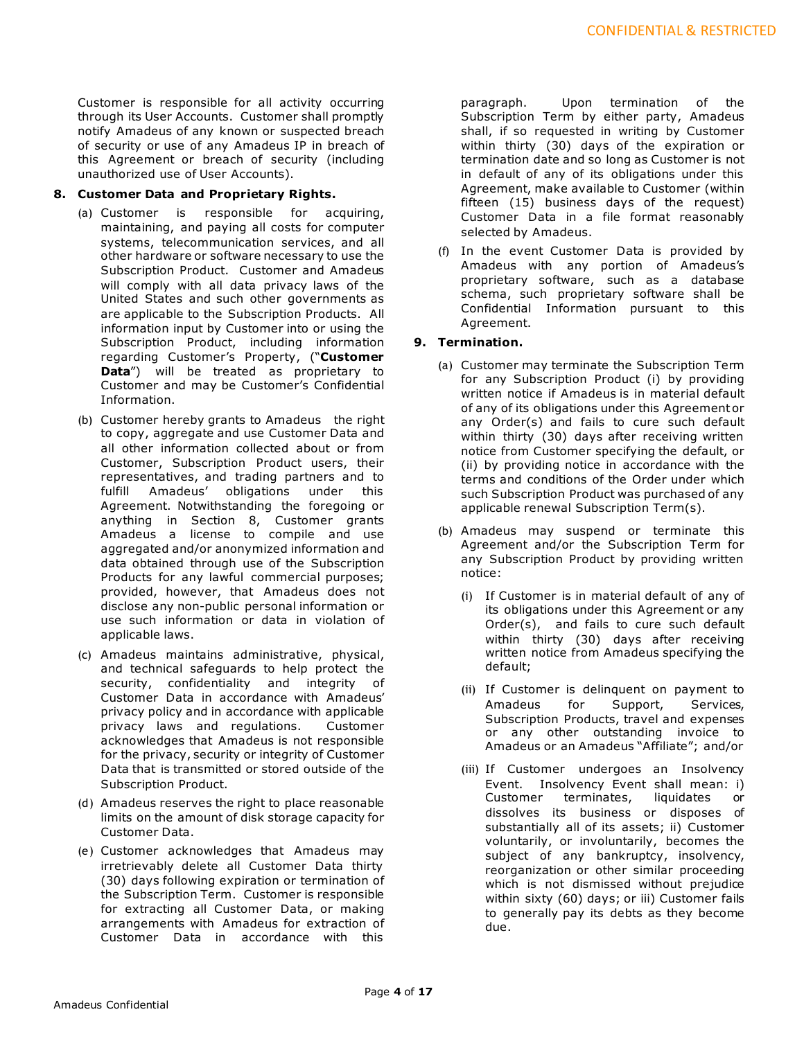Customer is responsible for all activity occurring through its User Accounts. Customer shall promptly notify Amadeus of any known or suspected breach of security or use of any Amadeus IP in breach of this Agreement or breach of security (including unauthorized use of User Accounts).

**8. Customer Data and Proprietary Rights.**

(a) Customer is responsible for acquiring, maintaining, and paying all costs for computer systems, telecommunication services, and all other hardware or software necessary to use the Subscription Product. Customer and Amadeus will comply with all data privacy laws of the United States and such other governments as are applicable to the Subscription Products. All information input by Customer into or using the Subscription Product, including information regarding Customer's Property, ("**Customer Data**") will be treated as proprietary to Customer and may be Customer's Confidential Information.

(b) Customer hereby grants to Amadeus the right to copy, aggregate and use Customer Data and all other information collected about or from Customer, Subscription Product users, their representatives, and trading partners and to fulfill Amadeus' obligations under this Agreement. Notwithstanding the foregoing or anything in Section 8, Customer grants Amadeus a license to compile and use aggregated and/or anonymized information and data obtained through use of the Subscription Products for any lawful commercial purposes; provided, however, that Amadeus does not disclose any non-public personal information or use such information or data in violation of applicable laws.

(c) Amadeus maintains administrative, physical, and technical safeguards to help protect the security, confidentiality and integrity of Customer Data in accordance with Amadeus' privacy policy and in accordance with applicable privacy laws and regulations. Customer acknowledges that Amadeus is not responsible for the privacy, security or integrity of Customer Data that is transmitted or stored outside of the Subscription Product.

(d) Amadeus reserves the right to place reasonable limits on the amount of disk storage capacity for Customer Data.

(e) Customer acknowledges that Amadeus may irretrievably delete all Customer Data thirty (30) days following expiration or termination of the Subscription Term. Customer is responsible for extracting all Customer Data, or making arrangements with Amadeus for extraction of Customer Data in accordance with this paragraph. Upon termination of the Subscription Term by either party, Amadeus shall, if so requested in writing by Customer within thirty (30) days of the expiration or termination date and so long as Customer is not in default of any of its obligations under this Agreement, make available to Customer (within fifteen (15) business days of the request) Customer Data in a file format reasonably selected by Amadeus.

(f) In the event Customer Data is provided by Amadeus with any portion of Amadeus's proprietary software, such as a database schema, such proprietary software shall be Confidential Information pursuant to this Agreement.

**9. Termination.**

(a) Customer may terminate the Subscription Term for any Subscription Product (i) by providing written notice if Amadeus is in material default of any of its obligations under this Agreement or any Order(s) and fails to cure such default within thirty (30) days after receiving written notice from Customer specifying the default, or (ii) by providing notice in accordance with the terms and conditions of the Order under which such Subscription Product was purchased of any applicable renewal Subscription Term(s).

(b) Amadeus may suspend or terminate this Agreement and/or the Subscription Term for any Subscription Product by providing written notice:

   (i) If Customer is in material default of any of its obligations under this Agreement or any Order(s), and fails to cure such default within thirty (30) days after receiving written notice from Amadeus specifying the default;

   (ii) If Customer is delinquent on payment to Amadeus for Support, Services, Subscription Products, travel and expenses or any other outstanding invoice to Amadeus or an Amadeus "Affiliate"; and/or

   (iii) If Customer undergoes an Insolvency Event. Insolvency Event shall mean: i) Customer terminates, liquidates or dissolves its business or disposes of substantially all of its assets; ii) Customer voluntarily, or involuntarily, becomes the subject of any bankruptcy, insolvency, reorganization or other similar proceeding which is not dismissed without prejudice within sixty (60) days; or iii) Customer fails to generally pay its debts as they become due.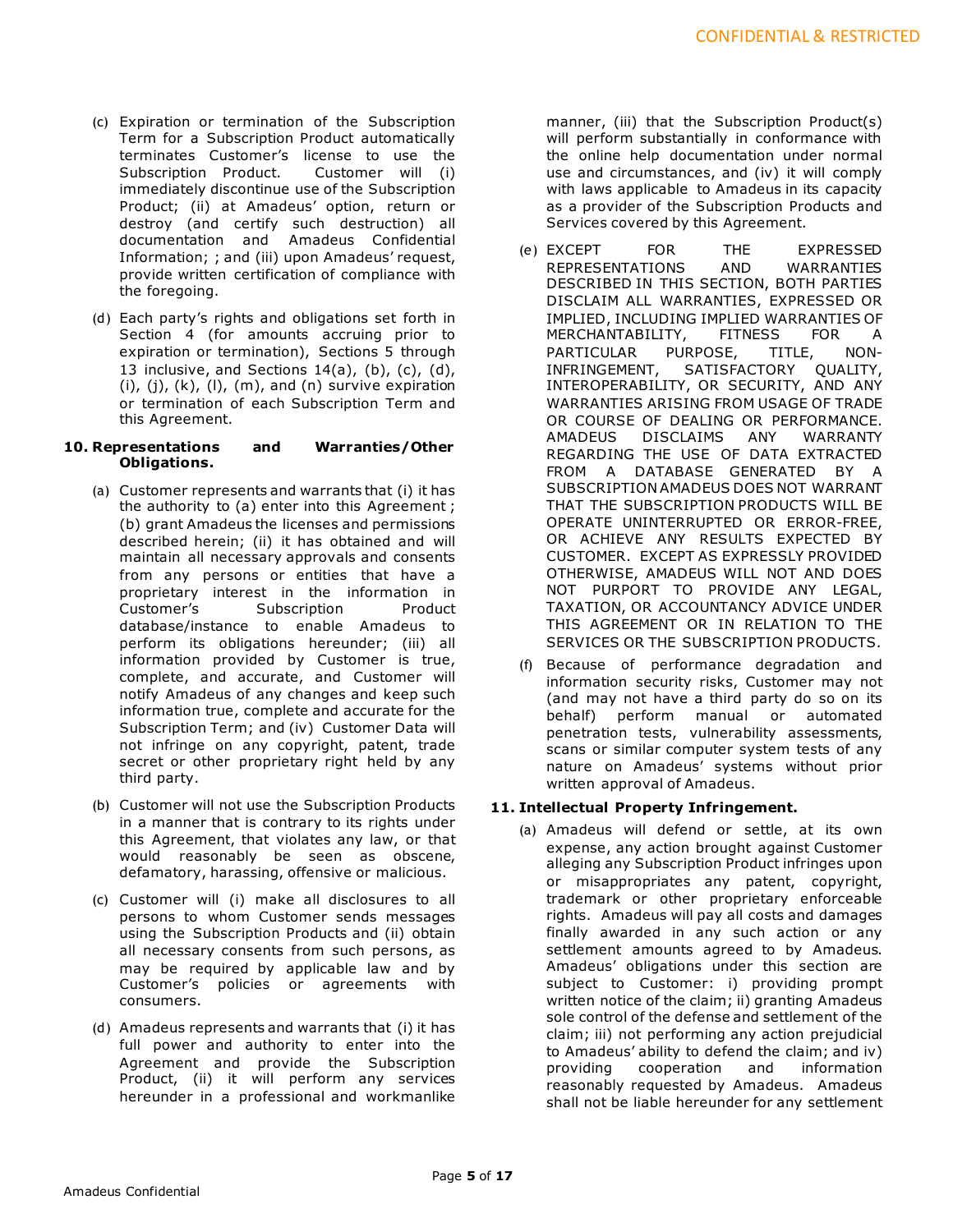(c) Expiration or termination of the Subscription Term for a Subscription Product automatically terminates Customer's license to use the Subscription Product. Customer will (i) immediately discontinue use of the Subscription Product; (ii) at Amadeus' option, return or destroy (and certify such destruction) all documentation and Amadeus Confidential Information; ; and (iii) upon Amadeus' request, provide written certification of compliance with the foregoing.

(d) Each party's rights and obligations set forth in Section 4 (for amounts accruing prior to expiration or termination), Sections 5 through 13 inclusive, and Sections 14(a), (b), (c), (d), (i), (j), (k), (l), (m), and (n) survive expiration or termination of each Subscription Term and this Agreement.

**10. Representations and Warranties/Other Obligations.**

(a) Customer represents and warrants that (i) it has the authority to (a) enter into this Agreement ; (b) grant Amadeus the licenses and permissions described herein; (ii) it has obtained and will maintain all necessary approvals and consents from any persons or entities that have a proprietary interest in the information in Customer's Subscription Product database/instance to enable Amadeus to perform its obligations hereunder; (iii) all information provided by Customer is true, complete, and accurate, and Customer will notify Amadeus of any changes and keep such information true, complete and accurate for the Subscription Term; and (iv) Customer Data will not infringe on any copyright, patent, trade secret or other proprietary right held by any third party.

(b) Customer will not use the Subscription Products in a manner that is contrary to its rights under this Agreement, that violates any law, or that would reasonably be seen as obscene, defamatory, harassing, offensive or malicious.

(c) Customer will (i) make all disclosures to all persons to whom Customer sends messages using the Subscription Products and (ii) obtain all necessary consents from such persons, as may be required by applicable law and by Customer's policies or agreements with consumers.

(d) Amadeus represents and warrants that (i) it has full power and authority to enter into the Agreement and provide the Subscription Product, (ii) it will perform any services hereunder in a professional and workmanlike manner, (iii) that the Subscription Product(s) will perform substantially in conformance with the online help documentation under normal use and circumstances, and (iv) it will comply with laws applicable to Amadeus in its capacity as a provider of the Subscription Products and Services covered by this Agreement.

(e) EXCEPT FOR THE EXPRESSED REPRESENTATIONS AND WARRANTIES DESCRIBED IN THIS SECTION, BOTH PARTIES DISCLAIM ALL WARRANTIES, EXPRESSED OR IMPLIED, INCLUDING IMPLIED WARRANTIES OF MERCHANTABILITY, FITNESS FOR A PARTICULAR PURPOSE, TITLE, NON-INFRINGEMENT, SATISFACTORY QUALITY, INTEROPERABILITY, OR SECURITY, AND ANY WARRANTIES ARISING FROM USAGE OF TRADE OR COURSE OF DEALING OR PERFORMANCE. AMADEUS DISCLAIMS ANY WARRANTY REGARDING THE USE OF DATA EXTRACTED FROM A DATABASE GENERATED BY A SUBSCRIPTION AMADEUS DOES NOT WARRANT THAT THE SUBSCRIPTION PRODUCTS WILL BE OPERATE UNINTERRUPTED OR ERROR-FREE, OR ACHIEVE ANY RESULTS EXPECTED BY CUSTOMER. EXCEPT AS EXPRESSLY PROVIDED OTHERWISE, AMADEUS WILL NOT AND DOES NOT PURPORT TO PROVIDE ANY LEGAL, TAXATION, OR ACCOUNTANCY ADVICE UNDER THIS AGREEMENT OR IN RELATION TO THE SERVICES OR THE SUBSCRIPTION PRODUCTS.

(f) Because of performance degradation and information security risks, Customer may not (and may not have a third party do so on its behalf) perform manual or automated penetration tests, vulnerability assessments, scans or similar computer system tests of any nature on Amadeus' systems without prior written approval of Amadeus.

**11. Intellectual Property Infringement.**

(a) Amadeus will defend or settle, at its own expense, any action brought against Customer alleging any Subscription Product infringes upon or misappropriates any patent, copyright, trademark or other proprietary enforceable rights. Amadeus will pay all costs and damages finally awarded in any such action or any settlement amounts agreed to by Amadeus. Amadeus' obligations under this section are subject to Customer: i) providing prompt written notice of the claim; ii) granting Amadeus sole control of the defense and settlement of the claim; iii) not performing any action prejudicial to Amadeus' ability to defend the claim; and iv) providing cooperation and information reasonably requested by Amadeus. Amadeus shall not be liable hereunder for any settlement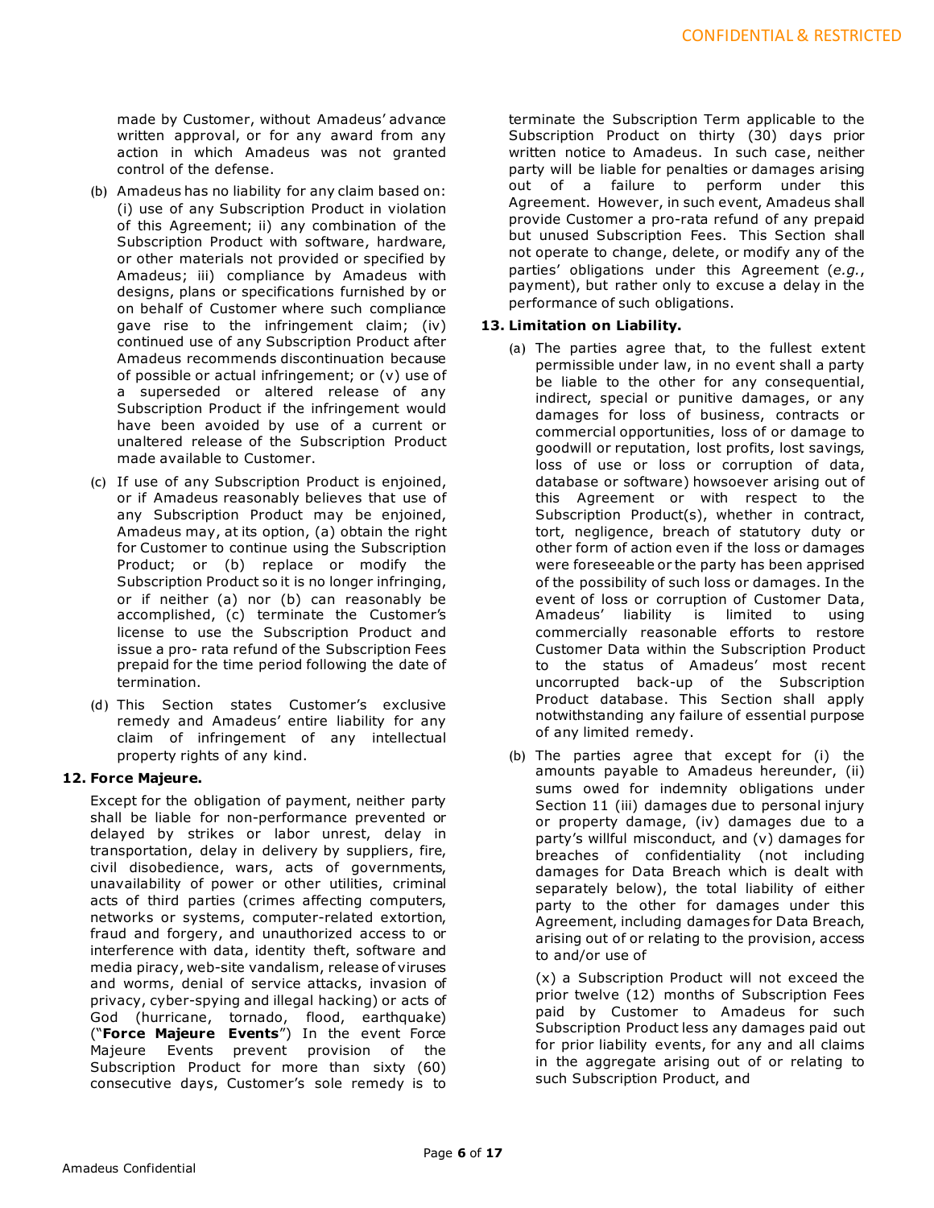made by Customer, without Amadeus' advance written approval, or for any award from any action in which Amadeus was not granted control of the defense.

(b) Amadeus has no liability for any claim based on: (i) use of any Subscription Product in violation of this Agreement; ii) any combination of the Subscription Product with software, hardware, or other materials not provided or specified by Amadeus; iii) compliance by Amadeus with designs, plans or specifications furnished by or on behalf of Customer where such compliance gave rise to the infringement claim; (iv) continued use of any Subscription Product after Amadeus recommends discontinuation because of possible or actual infringement; or (v) use of a superseded or altered release of any Subscription Product if the infringement would have been avoided by use of a current or unaltered release of the Subscription Product made available to Customer.

(c) If use of any Subscription Product is enjoined, or if Amadeus reasonably believes that use of any Subscription Product may be enjoined, Amadeus may, at its option, (a) obtain the right for Customer to continue using the Subscription Product; or (b) replace or modify the Subscription Product so it is no longer infringing, or if neither (a) nor (b) can reasonably be accomplished, (c) terminate the Customer's license to use the Subscription Product and issue a pro- rata refund of the Subscription Fees prepaid for the time period following the date of termination.

(d) This Section states Customer's exclusive remedy and Amadeus' entire liability for any claim of infringement of any intellectual property rights of any kind.

**12. Force Majeure.**

Except for the obligation of payment, neither party shall be liable for non-performance prevented or delayed by strikes or labor unrest, delay in transportation, delay in delivery by suppliers, fire, civil disobedience, wars, acts of governments, unavailability of power or other utilities, criminal acts of third parties (crimes affecting computers, networks or systems, computer-related extortion, fraud and forgery, and unauthorized access to or interference with data, identity theft, software and media piracy, web-site vandalism, release of viruses and worms, denial of service attacks, invasion of privacy, cyber-spying and illegal hacking) or acts of God (hurricane, tornado, flood, earthquake) ("**Force Majeure Events**") In the event Force Majeure Events prevent provision of the Subscription Product for more than sixty (60) consecutive days, Customer's sole remedy is to terminate the Subscription Term applicable to the Subscription Product on thirty (30) days prior written notice to Amadeus. In such case, neither party will be liable for penalties or damages arising out of a failure to perform under this Agreement. However, in such event, Amadeus shall provide Customer a pro-rata refund of any prepaid but unused Subscription Fees. This Section shall not operate to change, delete, or modify any of the parties' obligations under this Agreement (*e.g.*, payment), but rather only to excuse a delay in the performance of such obligations.

**13. Limitation on Liability.**

(a) The parties agree that, to the fullest extent permissible under law, in no event shall a party be liable to the other for any consequential, indirect, special or punitive damages, or any damages for loss of business, contracts or commercial opportunities, loss of or damage to goodwill or reputation, lost profits, lost savings, loss of use or loss or corruption of data, database or software) howsoever arising out of this Agreement or with respect to the Subscription Product(s), whether in contract, tort, negligence, breach of statutory duty or other form of action even if the loss or damages were foreseeable or the party has been apprised of the possibility of such loss or damages. In the event of loss or corruption of Customer Data, Amadeus' liability is limited to using commercially reasonable efforts to restore Customer Data within the Subscription Product to the status of Amadeus' most recent uncorrupted back-up of the Subscription Product database. This Section shall apply notwithstanding any failure of essential purpose of any limited remedy.

(b) The parties agree that except for (i) the amounts payable to Amadeus hereunder, (ii) sums owed for indemnity obligations under Section 11 (iii) damages due to personal injury or property damage, (iv) damages due to a party's willful misconduct, and (v) damages for breaches of confidentiality (not including damages for Data Breach which is dealt with separately below), the total liability of either party to the other for damages under this Agreement, including damages for Data Breach, arising out of or relating to the provision, access to and/or use of

(x) a Subscription Product will not exceed the prior twelve (12) months of Subscription Fees paid by Customer to Amadeus for such Subscription Product less any damages paid out for prior liability events, for any and all claims in the aggregate arising out of or relating to such Subscription Product, and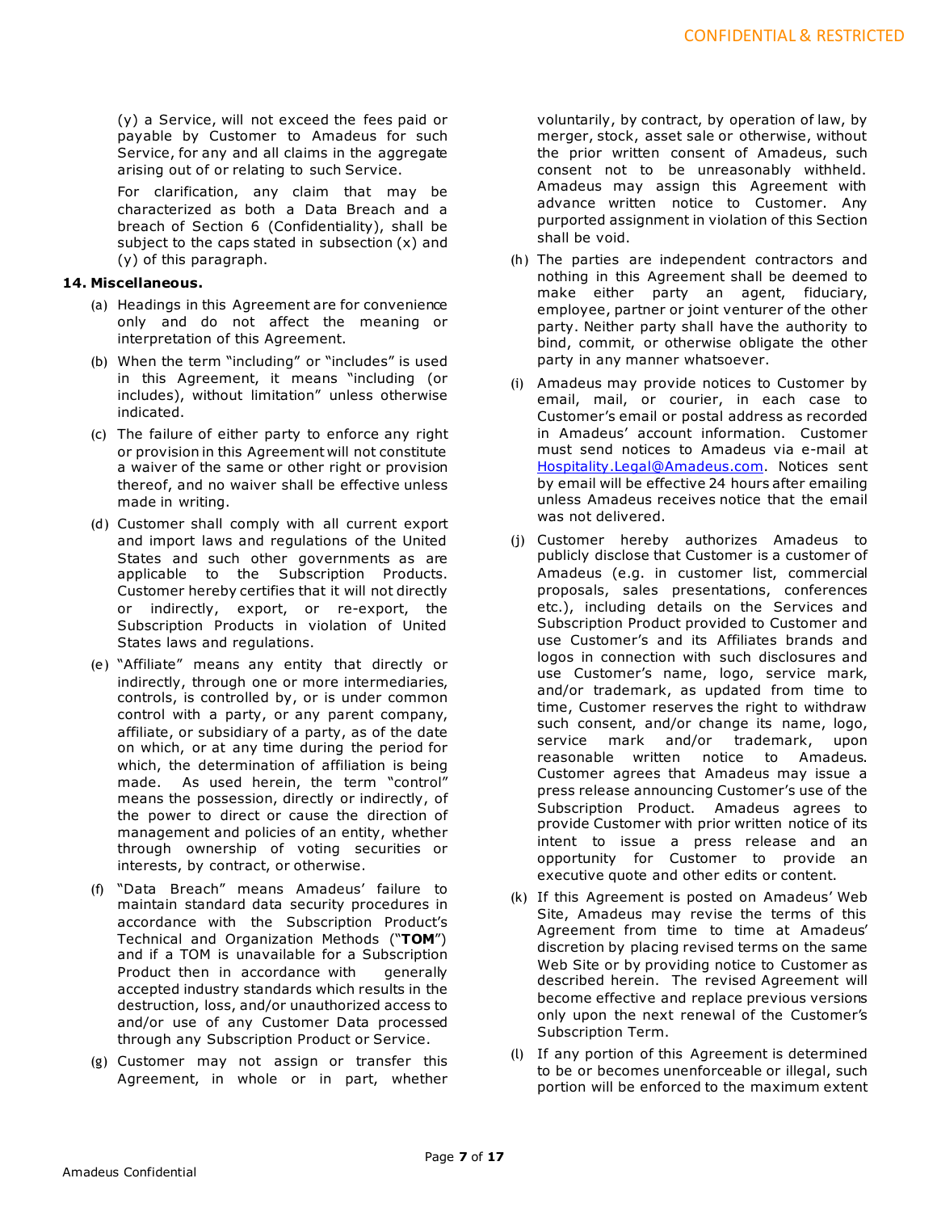(y) a Service, will not exceed the fees paid or payable by Customer to Amadeus for such Service, for any and all claims in the aggregate arising out of or relating to such Service.

For clarification, any claim that may be characterized as both a Data Breach and a breach of Section 6 (Confidentiality), shall be subject to the caps stated in subsection (x) and (y) of this paragraph.

**14. Miscellaneous.**

(a) Headings in this Agreement are for convenience only and do not affect the meaning or interpretation of this Agreement.

(b) When the term "including" or "includes" is used in this Agreement, it means "including (or includes), without limitation" unless otherwise indicated.

(c) The failure of either party to enforce any right or provision in this Agreement will not constitute a waiver of the same or other right or provision thereof, and no waiver shall be effective unless made in writing.

(d) Customer shall comply with all current export and import laws and regulations of the United States and such other governments as are applicable to the Subscription Products. Customer hereby certifies that it will not directly or indirectly, export, or re-export, the Subscription Products in violation of United States laws and regulations.

(e) "Affiliate" means any entity that directly or indirectly, through one or more intermediaries, controls, is controlled by, or is under common control with a party, or any parent company, affiliate, or subsidiary of a party, as of the date on which, or at any time during the period for which, the determination of affiliation is being made. As used herein, the term "control" means the possession, directly or indirectly, of the power to direct or cause the direction of management and policies of an entity, whether through ownership of voting securities or interests, by contract, or otherwise.

(f) "Data Breach" means Amadeus' failure to maintain standard data security procedures in accordance with the Subscription Product's Technical and Organization Methods ("**TOM**") and if a TOM is unavailable for a Subscription Product then in accordance with generally accepted industry standards which results in the destruction, loss, and/or unauthorized access to and/or use of any Customer Data processed through any Subscription Product or Service.

(g) Customer may not assign or transfer this Agreement, in whole or in part, whether voluntarily, by contract, by operation of law, by merger, stock, asset sale or otherwise, without the prior written consent of Amadeus, such consent not to be unreasonably withheld. Amadeus may assign this Agreement with advance written notice to Customer. Any purported assignment in violation of this Section shall be void.

(h) The parties are independent contractors and nothing in this Agreement shall be deemed to make either party an agent, fiduciary, employee, partner or joint venturer of the other party. Neither party shall have the authority to bind, commit, or otherwise obligate the other party in any manner whatsoever.

(i) Amadeus may provide notices to Customer by email, mail, or courier, in each case to Customer's email or postal address as recorded in Amadeus' account information. Customer must send notices to Amadeus via e-mail at Hospitality.Legal@Amadeus.com. Notices sent by email will be effective 24 hours after emailing unless Amadeus receives notice that the email was not delivered.

(j) Customer hereby authorizes Amadeus to publicly disclose that Customer is a customer of Amadeus (e.g. in customer list, commercial proposals, sales presentations, conferences etc.), including details on the Services and Subscription Product provided to Customer and use Customer's and its Affiliates brands and logos in connection with such disclosures and use Customer's name, logo, service mark, and/or trademark, as updated from time to time, Customer reserves the right to withdraw such consent, and/or change its name, logo, service mark and/or trademark, upon reasonable written notice to Amadeus. Customer agrees that Amadeus may issue a press release announcing Customer's use of the Subscription Product. Amadeus agrees to provide Customer with prior written notice of its intent to issue a press release and an opportunity for Customer to provide an executive quote and other edits or content.

(k) If this Agreement is posted on Amadeus' Web Site, Amadeus may revise the terms of this Agreement from time to time at Amadeus' discretion by placing revised terms on the same Web Site or by providing notice to Customer as described herein. The revised Agreement will become effective and replace previous versions only upon the next renewal of the Customer's Subscription Term.

(l) If any portion of this Agreement is determined to be or becomes unenforceable or illegal, such portion will be enforced to the maximum extent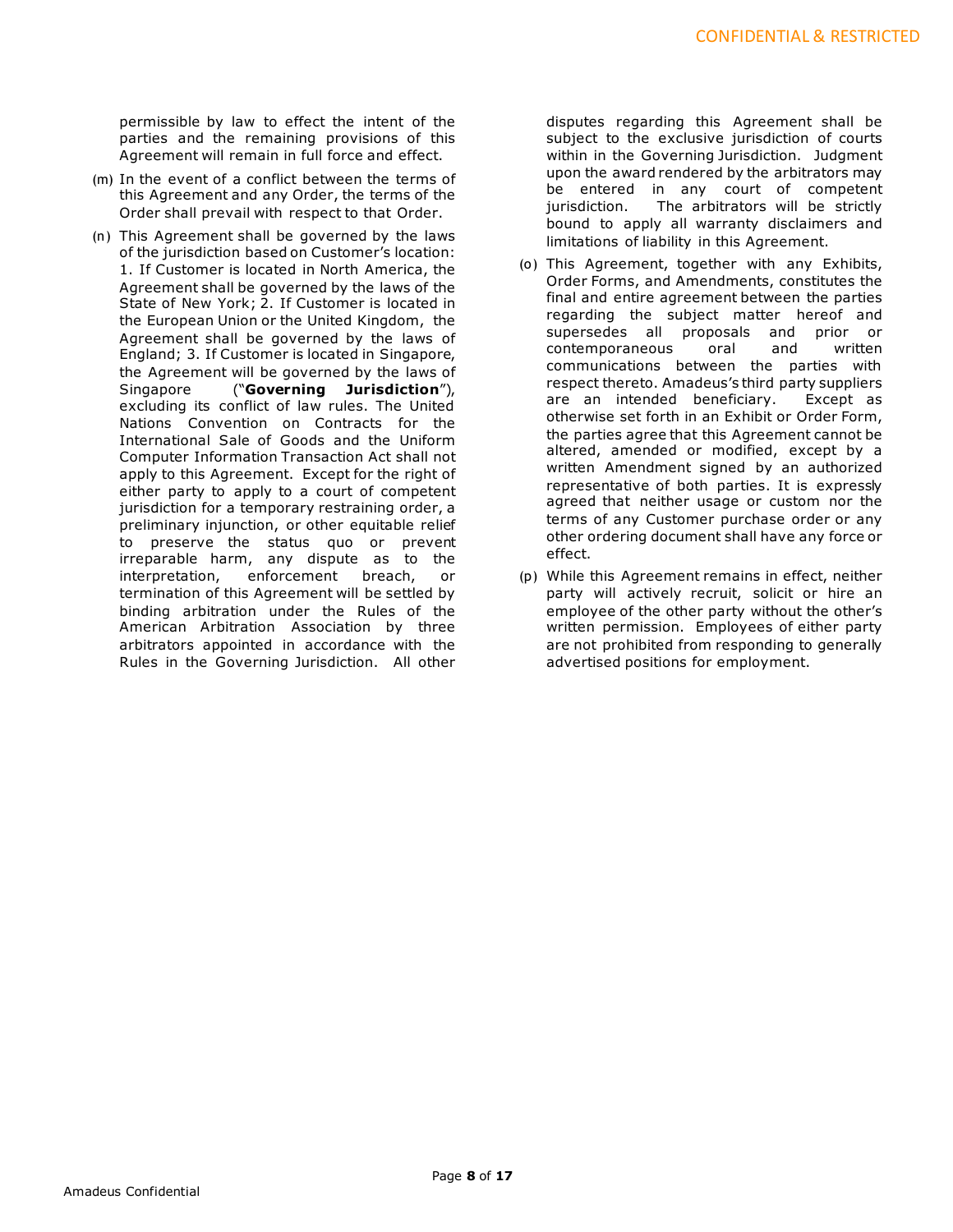permissible by law to effect the intent of the parties and the remaining provisions of this Agreement will remain in full force and effect.

(m) In the event of a conflict between the terms of this Agreement and any Order, the terms of the Order shall prevail with respect to that Order.

(n) This Agreement shall be governed by the laws of the jurisdiction based on Customer's location: 1. If Customer is located in North America, the Agreement shall be governed by the laws of the State of New York; 2. If Customer is located in the European Union or the United Kingdom, the Agreement shall be governed by the laws of England; 3. If Customer is located in Singapore, the Agreement will be governed by the laws of Singapore ("**Governing Jurisdiction**"), excluding its conflict of law rules. The United Nations Convention on Contracts for the International Sale of Goods and the Uniform Computer Information Transaction Act shall not apply to this Agreement. Except for the right of either party to apply to a court of competent jurisdiction for a temporary restraining order, a preliminary injunction, or other equitable relief to preserve the status quo or prevent irreparable harm, any dispute as to the interpretation, enforcement breach, or termination of this Agreement will be settled by binding arbitration under the Rules of the American Arbitration Association by three arbitrators appointed in accordance with the Rules in the Governing Jurisdiction. All other disputes regarding this Agreement shall be subject to the exclusive jurisdiction of courts within in the Governing Jurisdiction. Judgment upon the award rendered by the arbitrators may be entered in any court of competent jurisdiction. The arbitrators will be strictly bound to apply all warranty disclaimers and limitations of liability in this Agreement.

(o) This Agreement, together with any Exhibits, Order Forms, and Amendments, constitutes the final and entire agreement between the parties regarding the subject matter hereof and supersedes all proposals and prior or contemporaneous oral and written communications between the parties with respect thereto. Amadeus's third party suppliers are an intended beneficiary. Except as otherwise set forth in an Exhibit or Order Form, the parties agree that this Agreement cannot be altered, amended or modified, except by a written Amendment signed by an authorized representative of both parties. It is expressly agreed that neither usage or custom nor the terms of any Customer purchase order or any other ordering document shall have any force or effect.

(p) While this Agreement remains in effect, neither party will actively recruit, solicit or hire an employee of the other party without the other's written permission. Employees of either party are not prohibited from responding to generally advertised positions for employment.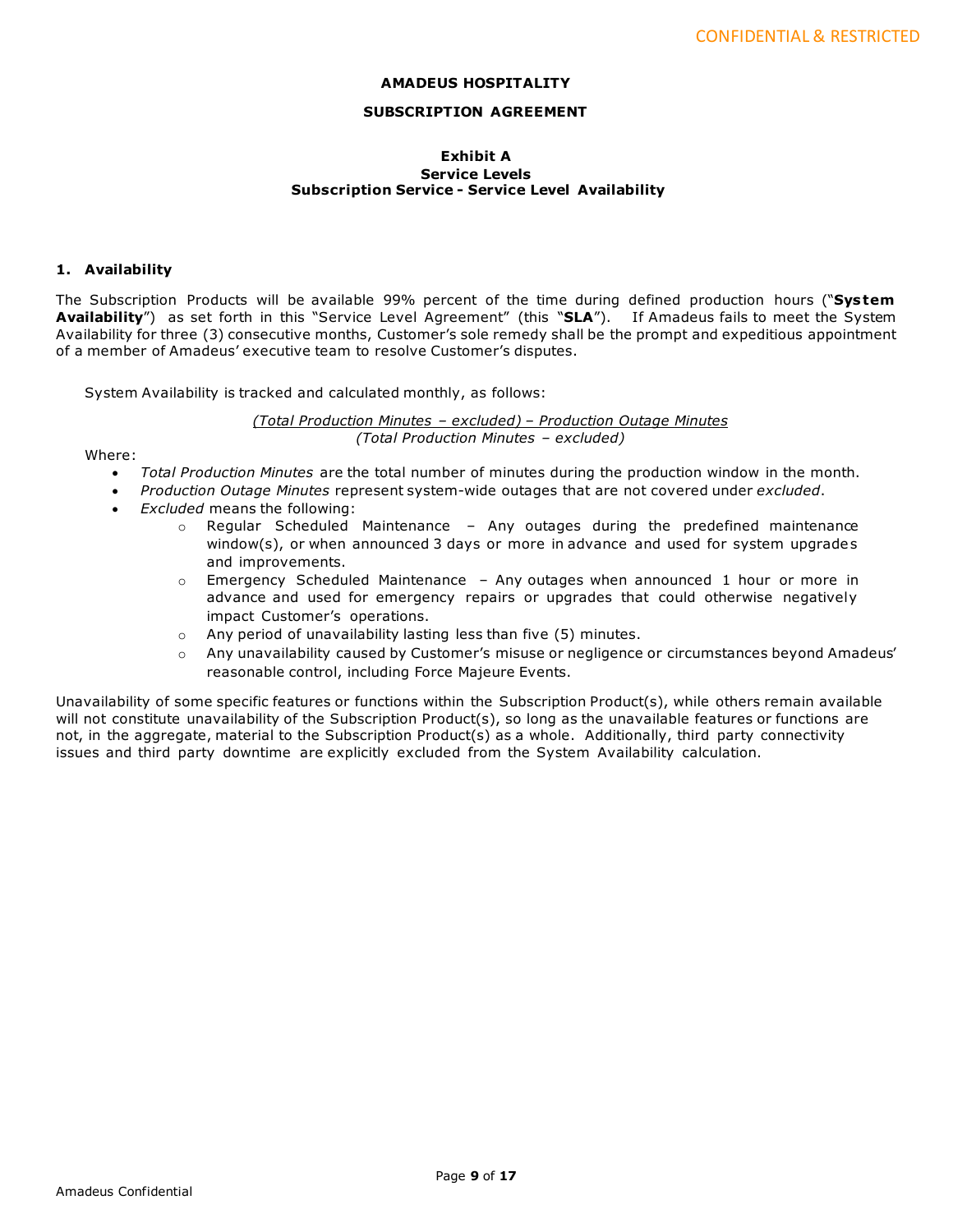**AMADEUS HOSPITALITY**

**SUBSCRIPTION AGREEMENT**

**Exhibit A**
**Service Levels**
**Subscription Service - Service Level Availability**

## 1. Availability

The Subscription Products will be available 99% percent of the time during defined production hours ("**System Availability**") as set forth in this "Service Level Agreement" (this "**SLA**"). If Amadeus fails to meet the System Availability for three (3) consecutive months, Customer's sole remedy shall be the prompt and expeditious appointment of a member of Amadeus' executive team to resolve Customer's disputes.

System Availability is tracked and calculated monthly, as follows:

$$\frac{(\textit{Total Production Minutes} - \textit{excluded}) - \textit{Production Outage Minutes}}{(\textit{Total Production Minutes} - \textit{excluded})}$$

Where:

- *Total Production Minutes* are the total number of minutes during the production window in the month.
- *Production Outage Minutes* represent system-wide outages that are not covered under *excluded*.
- *Excluded* means the following:
  - Regular Scheduled Maintenance – Any outages during the predefined maintenance window(s), or when announced 3 days or more in advance and used for system upgrades and improvements.
  - Emergency Scheduled Maintenance – Any outages when announced 1 hour or more in advance and used for emergency repairs or upgrades that could otherwise negatively impact Customer's operations.
  - Any period of unavailability lasting less than five (5) minutes.
  - Any unavailability caused by Customer's misuse or negligence or circumstances beyond Amadeus' reasonable control, including Force Majeure Events.

Unavailability of some specific features or functions within the Subscription Product(s), while others remain available will not constitute unavailability of the Subscription Product(s), so long as the unavailable features or functions are not, in the aggregate, material to the Subscription Product(s) as a whole. Additionally, third party connectivity issues and third party downtime are explicitly excluded from the System Availability calculation.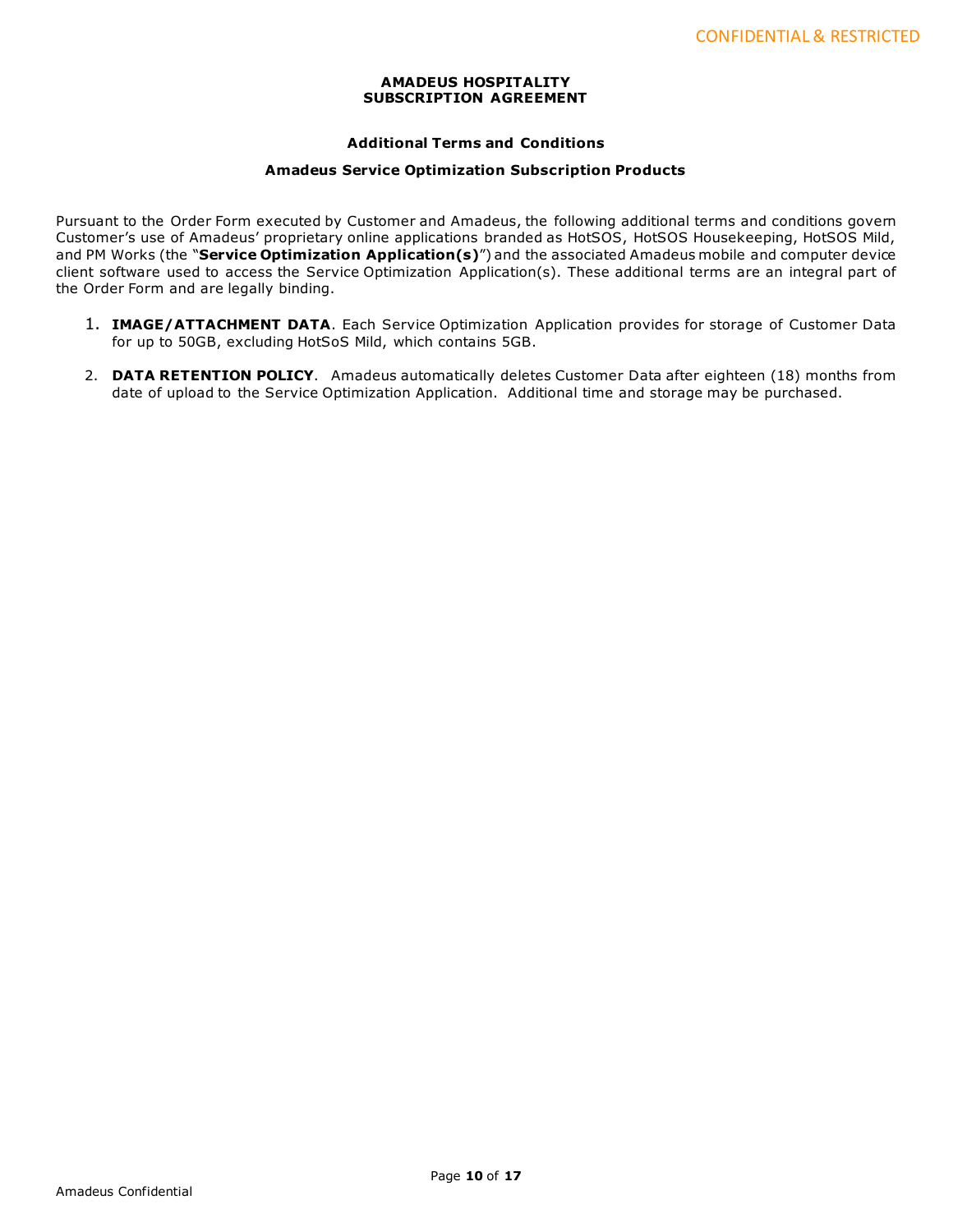**AMADEUS HOSPITALITY**
**SUBSCRIPTION AGREEMENT**

**Additional Terms and Conditions**

**Amadeus Service Optimization Subscription Products**

Pursuant to the Order Form executed by Customer and Amadeus, the following additional terms and conditions govern Customer's use of Amadeus' proprietary online applications branded as HotSOS, HotSOS Housekeeping, HotSOS Mild, and PM Works (the "**Service Optimization Application(s)**") and the associated Amadeus mobile and computer device client software used to access the Service Optimization Application(s). These additional terms are an integral part of the Order Form and are legally binding.

1. **IMAGE/ATTACHMENT DATA**. Each Service Optimization Application provides for storage of Customer Data for up to 50GB, excluding HotSoS Mild, which contains 5GB.

2. **DATA RETENTION POLICY**. Amadeus automatically deletes Customer Data after eighteen (18) months from date of upload to the Service Optimization Application. Additional time and storage may be purchased.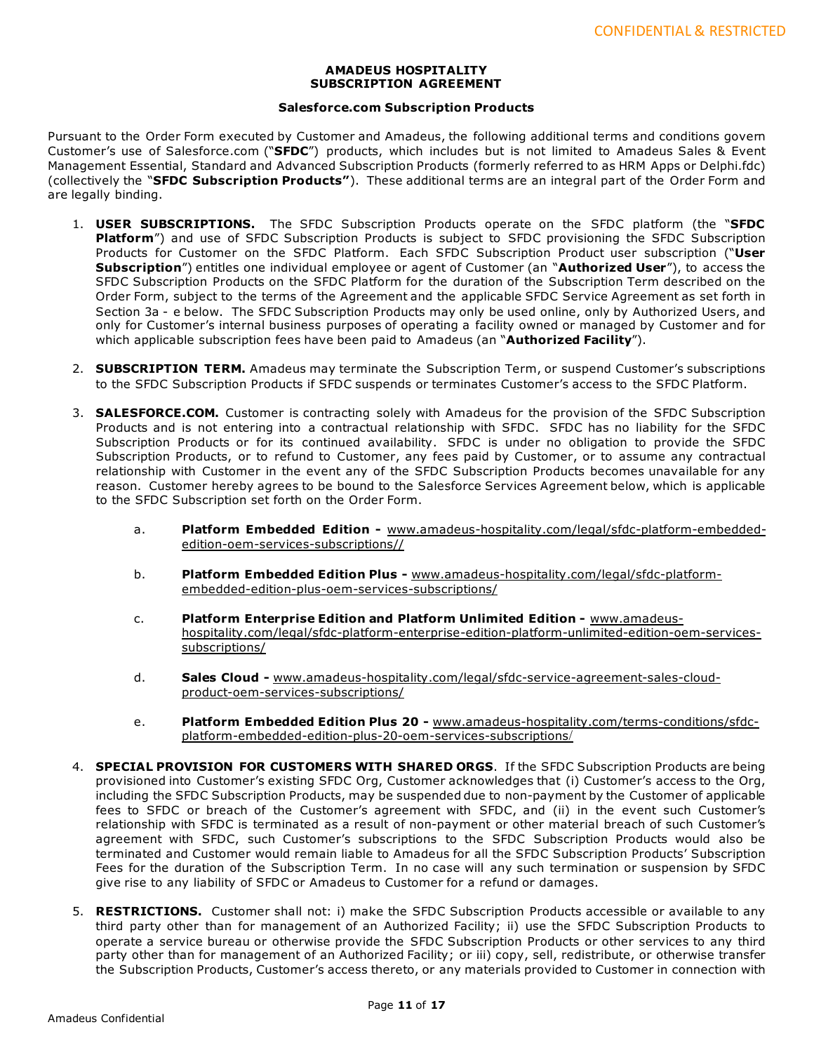**AMADEUS HOSPITALITY**
**SUBSCRIPTION AGREEMENT**

**Salesforce.com Subscription Products**

Pursuant to the Order Form executed by Customer and Amadeus, the following additional terms and conditions govern Customer's use of Salesforce.com ("**SFDC**") products, which includes but is not limited to Amadeus Sales & Event Management Essential, Standard and Advanced Subscription Products (formerly referred to as HRM Apps or Delphi.fdc) (collectively the "**SFDC Subscription Products"**). These additional terms are an integral part of the Order Form and are legally binding.

1. **USER SUBSCRIPTIONS.** The SFDC Subscription Products operate on the SFDC platform (the "**SFDC Platform**") and use of SFDC Subscription Products is subject to SFDC provisioning the SFDC Subscription Products for Customer on the SFDC Platform. Each SFDC Subscription Product user subscription ("**User Subscription**") entitles one individual employee or agent of Customer (an "**Authorized User**"), to access the SFDC Subscription Products on the SFDC Platform for the duration of the Subscription Term described on the Order Form, subject to the terms of the Agreement and the applicable SFDC Service Agreement as set forth in Section 3a - e below. The SFDC Subscription Products may only be used online, only by Authorized Users, and only for Customer's internal business purposes of operating a facility owned or managed by Customer and for which applicable subscription fees have been paid to Amadeus (an "**Authorized Facility**").

2. **SUBSCRIPTION TERM.** Amadeus may terminate the Subscription Term, or suspend Customer's subscriptions to the SFDC Subscription Products if SFDC suspends or terminates Customer's access to the SFDC Platform.

3. **SALESFORCE.COM.** Customer is contracting solely with Amadeus for the provision of the SFDC Subscription Products and is not entering into a contractual relationship with SFDC. SFDC has no liability for the SFDC Subscription Products or for its continued availability. SFDC is under no obligation to provide the SFDC Subscription Products, or to refund to Customer, any fees paid by Customer, or to assume any contractual relationship with Customer in the event any of the SFDC Subscription Products becomes unavailable for any reason. Customer hereby agrees to be bound to the Salesforce Services Agreement below, which is applicable to the SFDC Subscription set forth on the Order Form.

   a. **Platform Embedded Edition -** www.amadeus-hospitality.com/legal/sfdc-platform-embedded-edition-oem-services-subscriptions//

   b. **Platform Embedded Edition Plus -** www.amadeus-hospitality.com/legal/sfdc-platform-embedded-edition-plus-oem-services-subscriptions/

   c. **Platform Enterprise Edition and Platform Unlimited Edition -** www.amadeus-hospitality.com/legal/sfdc-platform-enterprise-edition-platform-unlimited-edition-oem-services-subscriptions/

   d. **Sales Cloud -** www.amadeus-hospitality.com/legal/sfdc-service-agreement-sales-cloud-product-oem-services-subscriptions/

   e. **Platform Embedded Edition Plus 20 -** www.amadeus-hospitality.com/terms-conditions/sfdc-platform-embedded-edition-plus-20-oem-services-subscriptions/

4. **SPECIAL PROVISION FOR CUSTOMERS WITH SHARED ORGS**. If the SFDC Subscription Products are being provisioned into Customer's existing SFDC Org, Customer acknowledges that (i) Customer's access to the Org, including the SFDC Subscription Products, may be suspended due to non-payment by the Customer of applicable fees to SFDC or breach of the Customer's agreement with SFDC, and (ii) in the event such Customer's relationship with SFDC is terminated as a result of non-payment or other material breach of such Customer's agreement with SFDC, such Customer's subscriptions to the SFDC Subscription Products would also be terminated and Customer would remain liable to Amadeus for all the SFDC Subscription Products' Subscription Fees for the duration of the Subscription Term. In no case will any such termination or suspension by SFDC give rise to any liability of SFDC or Amadeus to Customer for a refund or damages.

5. **RESTRICTIONS.** Customer shall not: i) make the SFDC Subscription Products accessible or available to any third party other than for management of an Authorized Facility; ii) use the SFDC Subscription Products to operate a service bureau or otherwise provide the SFDC Subscription Products or other services to any third party other than for management of an Authorized Facility; or iii) copy, sell, redistribute, or otherwise transfer the Subscription Products, Customer's access thereto, or any materials provided to Customer in connection with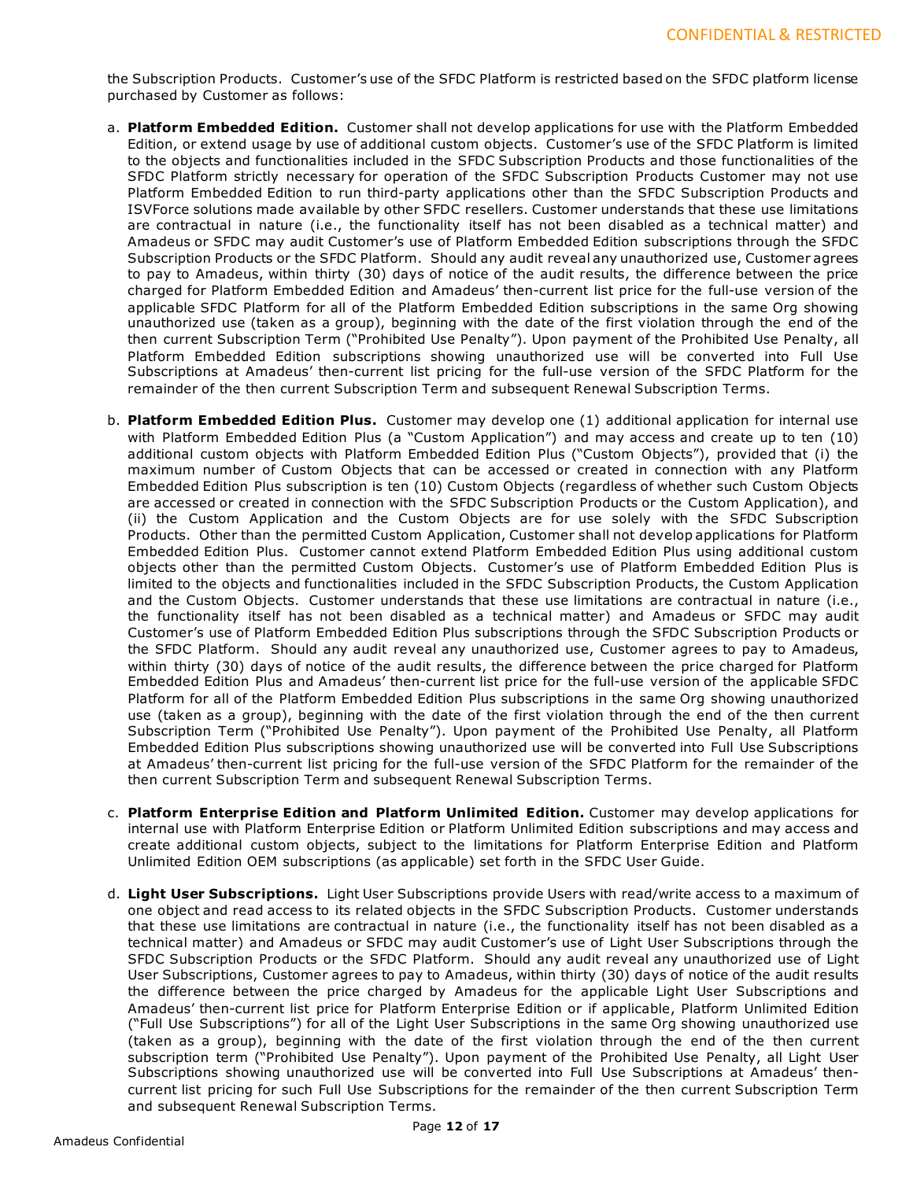the Subscription Products. Customer's use of the SFDC Platform is restricted based on the SFDC platform license purchased by Customer as follows:

a. **Platform Embedded Edition.** Customer shall not develop applications for use with the Platform Embedded Edition, or extend usage by use of additional custom objects. Customer's use of the SFDC Platform is limited to the objects and functionalities included in the SFDC Subscription Products and those functionalities of the SFDC Platform strictly necessary for operation of the SFDC Subscription Products Customer may not use Platform Embedded Edition to run third-party applications other than the SFDC Subscription Products and ISVForce solutions made available by other SFDC resellers. Customer understands that these use limitations are contractual in nature (i.e., the functionality itself has not been disabled as a technical matter) and Amadeus or SFDC may audit Customer's use of Platform Embedded Edition subscriptions through the SFDC Subscription Products or the SFDC Platform. Should any audit reveal any unauthorized use, Customer agrees to pay to Amadeus, within thirty (30) days of notice of the audit results, the difference between the price charged for Platform Embedded Edition and Amadeus' then-current list price for the full-use version of the applicable SFDC Platform for all of the Platform Embedded Edition subscriptions in the same Org showing unauthorized use (taken as a group), beginning with the date of the first violation through the end of the then current Subscription Term ("Prohibited Use Penalty"). Upon payment of the Prohibited Use Penalty, all Platform Embedded Edition subscriptions showing unauthorized use will be converted into Full Use Subscriptions at Amadeus' then-current list pricing for the full-use version of the SFDC Platform for the remainder of the then current Subscription Term and subsequent Renewal Subscription Terms.

b. **Platform Embedded Edition Plus.** Customer may develop one (1) additional application for internal use with Platform Embedded Edition Plus (a "Custom Application") and may access and create up to ten (10) additional custom objects with Platform Embedded Edition Plus ("Custom Objects"), provided that (i) the maximum number of Custom Objects that can be accessed or created in connection with any Platform Embedded Edition Plus subscription is ten (10) Custom Objects (regardless of whether such Custom Objects are accessed or created in connection with the SFDC Subscription Products or the Custom Application), and (ii) the Custom Application and the Custom Objects are for use solely with the SFDC Subscription Products. Other than the permitted Custom Application, Customer shall not develop applications for Platform Embedded Edition Plus. Customer cannot extend Platform Embedded Edition Plus using additional custom objects other than the permitted Custom Objects. Customer's use of Platform Embedded Edition Plus is limited to the objects and functionalities included in the SFDC Subscription Products, the Custom Application and the Custom Objects. Customer understands that these use limitations are contractual in nature (i.e., the functionality itself has not been disabled as a technical matter) and Amadeus or SFDC may audit Customer's use of Platform Embedded Edition Plus subscriptions through the SFDC Subscription Products or the SFDC Platform. Should any audit reveal any unauthorized use, Customer agrees to pay to Amadeus, within thirty (30) days of notice of the audit results, the difference between the price charged for Platform Embedded Edition Plus and Amadeus' then-current list price for the full-use version of the applicable SFDC Platform for all of the Platform Embedded Edition Plus subscriptions in the same Org showing unauthorized use (taken as a group), beginning with the date of the first violation through the end of the then current Subscription Term ("Prohibited Use Penalty"). Upon payment of the Prohibited Use Penalty, all Platform Embedded Edition Plus subscriptions showing unauthorized use will be converted into Full Use Subscriptions at Amadeus' then-current list pricing for the full-use version of the SFDC Platform for the remainder of the then current Subscription Term and subsequent Renewal Subscription Terms.

c. **Platform Enterprise Edition and Platform Unlimited Edition.** Customer may develop applications for internal use with Platform Enterprise Edition or Platform Unlimited Edition subscriptions and may access and create additional custom objects, subject to the limitations for Platform Enterprise Edition and Platform Unlimited Edition OEM subscriptions (as applicable) set forth in the SFDC User Guide.

d. **Light User Subscriptions.** Light User Subscriptions provide Users with read/write access to a maximum of one object and read access to its related objects in the SFDC Subscription Products. Customer understands that these use limitations are contractual in nature (i.e., the functionality itself has not been disabled as a technical matter) and Amadeus or SFDC may audit Customer's use of Light User Subscriptions through the SFDC Subscription Products or the SFDC Platform. Should any audit reveal any unauthorized use of Light User Subscriptions, Customer agrees to pay to Amadeus, within thirty (30) days of notice of the audit results the difference between the price charged by Amadeus for the applicable Light User Subscriptions and Amadeus' then-current list price for Platform Enterprise Edition or if applicable, Platform Unlimited Edition ("Full Use Subscriptions") for all of the Light User Subscriptions in the same Org showing unauthorized use (taken as a group), beginning with the date of the first violation through the end of the then current subscription term ("Prohibited Use Penalty"). Upon payment of the Prohibited Use Penalty, all Light User Subscriptions showing unauthorized use will be converted into Full Use Subscriptions at Amadeus' then-current list pricing for such Full Use Subscriptions for the remainder of the then current Subscription Term and subsequent Renewal Subscription Terms.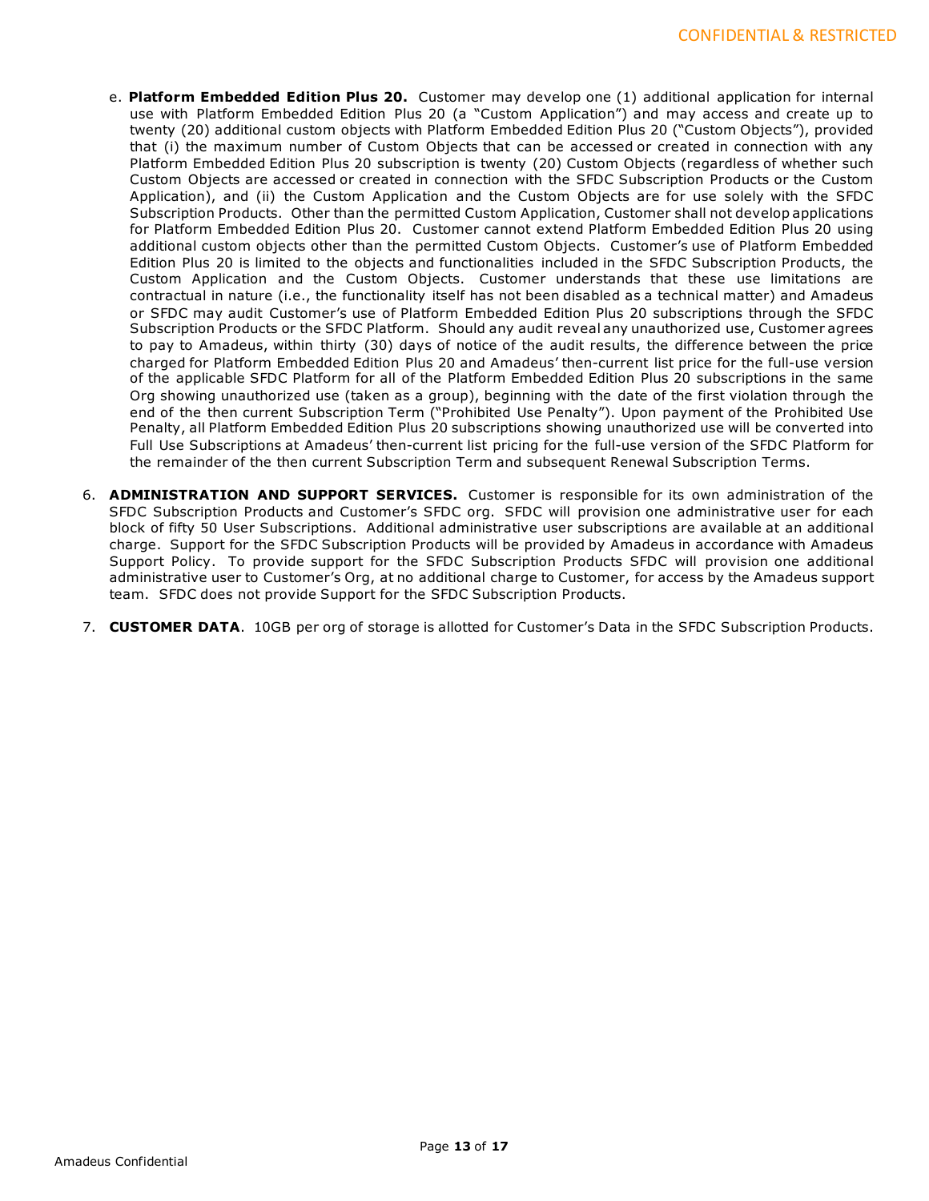e. **Platform Embedded Edition Plus 20.** Customer may develop one (1) additional application for internal use with Platform Embedded Edition Plus 20 (a "Custom Application") and may access and create up to twenty (20) additional custom objects with Platform Embedded Edition Plus 20 ("Custom Objects"), provided that (i) the maximum number of Custom Objects that can be accessed or created in connection with any Platform Embedded Edition Plus 20 subscription is twenty (20) Custom Objects (regardless of whether such Custom Objects are accessed or created in connection with the SFDC Subscription Products or the Custom Application), and (ii) the Custom Application and the Custom Objects are for use solely with the SFDC Subscription Products. Other than the permitted Custom Application, Customer shall not develop applications for Platform Embedded Edition Plus 20. Customer cannot extend Platform Embedded Edition Plus 20 using additional custom objects other than the permitted Custom Objects. Customer's use of Platform Embedded Edition Plus 20 is limited to the objects and functionalities included in the SFDC Subscription Products, the Custom Application and the Custom Objects. Customer understands that these use limitations are contractual in nature (i.e., the functionality itself has not been disabled as a technical matter) and Amadeus or SFDC may audit Customer's use of Platform Embedded Edition Plus 20 subscriptions through the SFDC Subscription Products or the SFDC Platform. Should any audit reveal any unauthorized use, Customer agrees to pay to Amadeus, within thirty (30) days of notice of the audit results, the difference between the price charged for Platform Embedded Edition Plus 20 and Amadeus' then-current list price for the full-use version of the applicable SFDC Platform for all of the Platform Embedded Edition Plus 20 subscriptions in the same Org showing unauthorized use (taken as a group), beginning with the date of the first violation through the end of the then current Subscription Term ("Prohibited Use Penalty"). Upon payment of the Prohibited Use Penalty, all Platform Embedded Edition Plus 20 subscriptions showing unauthorized use will be converted into Full Use Subscriptions at Amadeus' then-current list pricing for the full-use version of the SFDC Platform for the remainder of the then current Subscription Term and subsequent Renewal Subscription Terms.

6. **ADMINISTRATION AND SUPPORT SERVICES.** Customer is responsible for its own administration of the SFDC Subscription Products and Customer's SFDC org. SFDC will provision one administrative user for each block of fifty 50 User Subscriptions. Additional administrative user subscriptions are available at an additional charge. Support for the SFDC Subscription Products will be provided by Amadeus in accordance with Amadeus Support Policy. To provide support for the SFDC Subscription Products SFDC will provision one additional administrative user to Customer's Org, at no additional charge to Customer, for access by the Amadeus support team. SFDC does not provide Support for the SFDC Subscription Products.

7. **CUSTOMER DATA**. 10GB per org of storage is allotted for Customer's Data in the SFDC Subscription Products.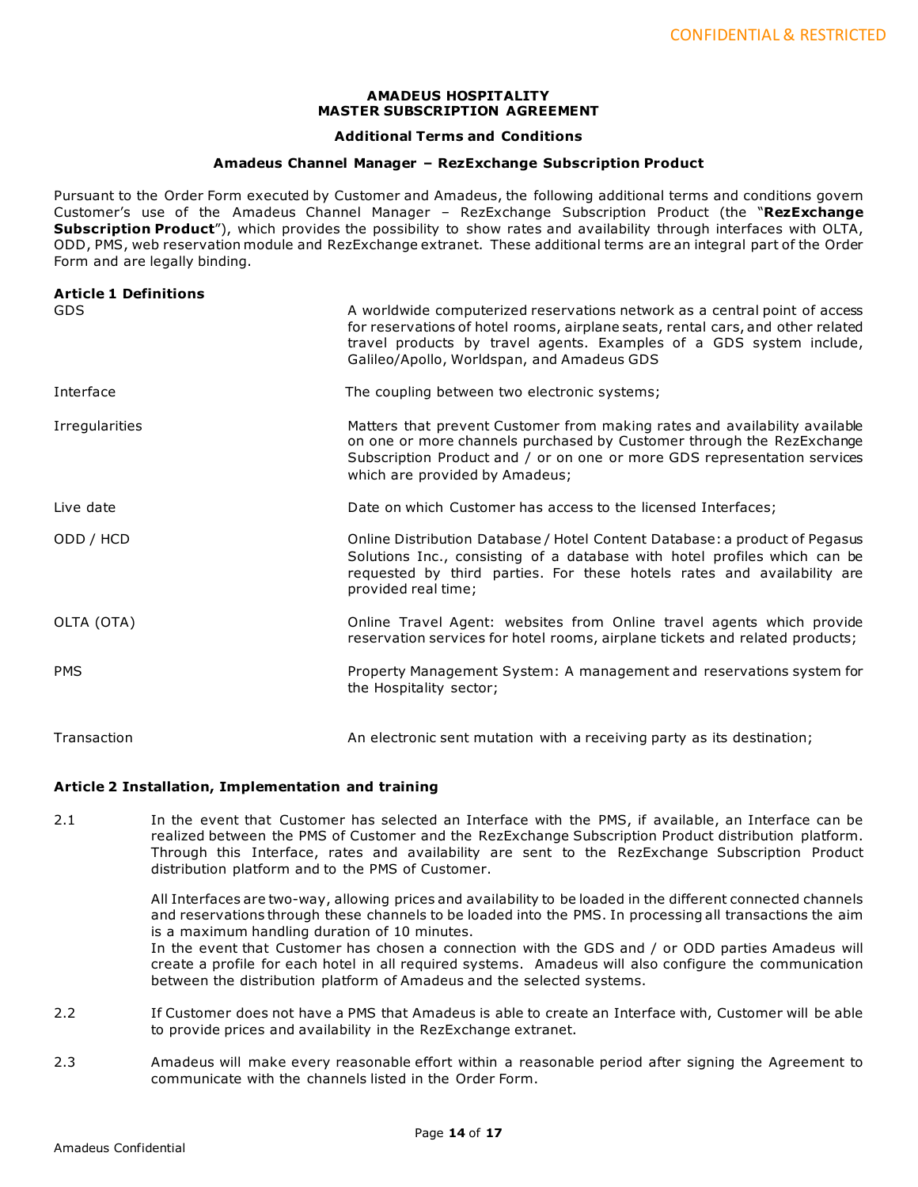**AMADEUS HOSPITALITY**
**MASTER SUBSCRIPTION AGREEMENT**

**Additional Terms and Conditions**

**Amadeus Channel Manager – RezExchange Subscription Product**

Pursuant to the Order Form executed by Customer and Amadeus, the following additional terms and conditions govern Customer's use of the Amadeus Channel Manager – RezExchange Subscription Product (the "**RezExchange Subscription Product**"), which provides the possibility to show rates and availability through interfaces with OLTA, ODD, PMS, web reservation module and RezExchange extranet. These additional terms are an integral part of the Order Form and are legally binding.

**Article 1 Definitions**

| | |
|---|---|
| GDS | A worldwide computerized reservations network as a central point of access for reservations of hotel rooms, airplane seats, rental cars, and other related travel products by travel agents. Examples of a GDS system include, Galileo/Apollo, Worldspan, and Amadeus GDS |
| Interface | The coupling between two electronic systems; |
| Irregularities | Matters that prevent Customer from making rates and availability available on one or more channels purchased by Customer through the RezExchange Subscription Product and / or on one or more GDS representation services which are provided by Amadeus; |
| Live date | Date on which Customer has access to the licensed Interfaces; |
| ODD / HCD | Online Distribution Database / Hotel Content Database: a product of Pegasus Solutions Inc., consisting of a database with hotel profiles which can be requested by third parties. For these hotels rates and availability are provided real time; |
| OLTA (OTA) | Online Travel Agent: websites from Online travel agents which provide reservation services for hotel rooms, airplane tickets and related products; |
| PMS | Property Management System: A management and reservations system for the Hospitality sector; |
| Transaction | An electronic sent mutation with a receiving party as its destination; |

**Article 2 Installation, Implementation and training**

2.1 In the event that Customer has selected an Interface with the PMS, if available, an Interface can be realized between the PMS of Customer and the RezExchange Subscription Product distribution platform. Through this Interface, rates and availability are sent to the RezExchange Subscription Product distribution platform and to the PMS of Customer.

All Interfaces are two-way, allowing prices and availability to be loaded in the different connected channels and reservations through these channels to be loaded into the PMS. In processing all transactions the aim is a maximum handling duration of 10 minutes.
In the event that Customer has chosen a connection with the GDS and / or ODD parties Amadeus will create a profile for each hotel in all required systems. Amadeus will also configure the communication between the distribution platform of Amadeus and the selected systems.

2.2 If Customer does not have a PMS that Amadeus is able to create an Interface with, Customer will be able to provide prices and availability in the RezExchange extranet.

2.3 Amadeus will make every reasonable effort within a reasonable period after signing the Agreement to communicate with the channels listed in the Order Form.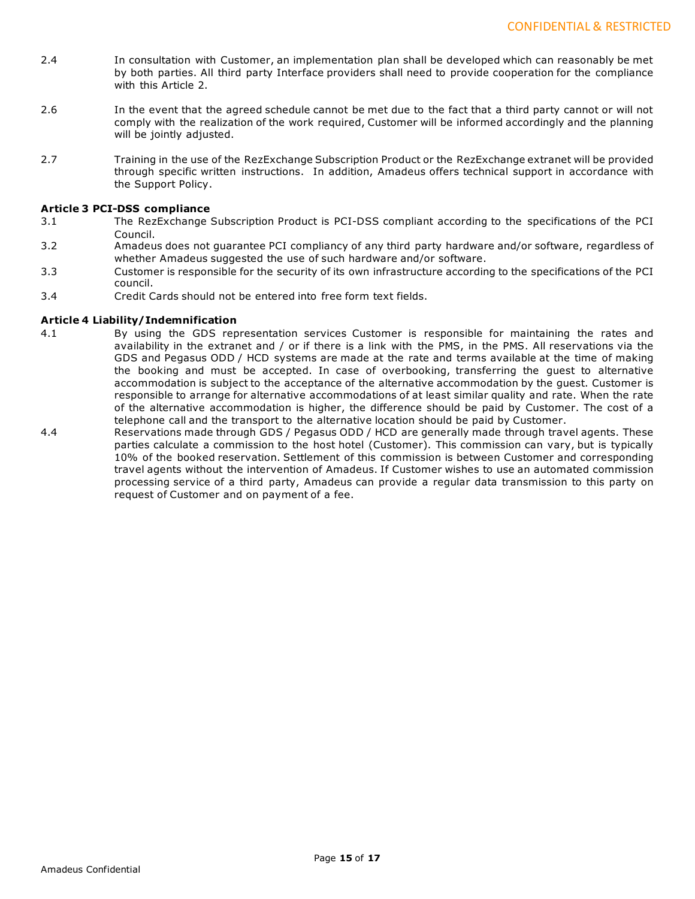2.4 In consultation with Customer, an implementation plan shall be developed which can reasonably be met by both parties. All third party Interface providers shall need to provide cooperation for the compliance with this Article 2.

2.6 In the event that the agreed schedule cannot be met due to the fact that a third party cannot or will not comply with the realization of the work required, Customer will be informed accordingly and the planning will be jointly adjusted.

2.7 Training in the use of the RezExchange Subscription Product or the RezExchange extranet will be provided through specific written instructions. In addition, Amadeus offers technical support in accordance with the Support Policy.

**Article 3 PCI-DSS compliance**

3.1 The RezExchange Subscription Product is PCI-DSS compliant according to the specifications of the PCI Council.

3.2 Amadeus does not guarantee PCI compliancy of any third party hardware and/or software, regardless of whether Amadeus suggested the use of such hardware and/or software.

3.3 Customer is responsible for the security of its own infrastructure according to the specifications of the PCI council.

3.4 Credit Cards should not be entered into free form text fields.

**Article 4 Liability/Indemnification**

4.1 By using the GDS representation services Customer is responsible for maintaining the rates and availability in the extranet and / or if there is a link with the PMS, in the PMS. All reservations via the GDS and Pegasus ODD / HCD systems are made at the rate and terms available at the time of making the booking and must be accepted. In case of overbooking, transferring the guest to alternative accommodation is subject to the acceptance of the alternative accommodation by the guest. Customer is responsible to arrange for alternative accommodations of at least similar quality and rate. When the rate of the alternative accommodation is higher, the difference should be paid by Customer. The cost of a telephone call and the transport to the alternative location should be paid by Customer.

4.4 Reservations made through GDS / Pegasus ODD / HCD are generally made through travel agents. These parties calculate a commission to the host hotel (Customer). This commission can vary, but is typically 10% of the booked reservation. Settlement of this commission is between Customer and corresponding travel agents without the intervention of Amadeus. If Customer wishes to use an automated commission processing service of a third party, Amadeus can provide a regular data transmission to this party on request of Customer and on payment of a fee.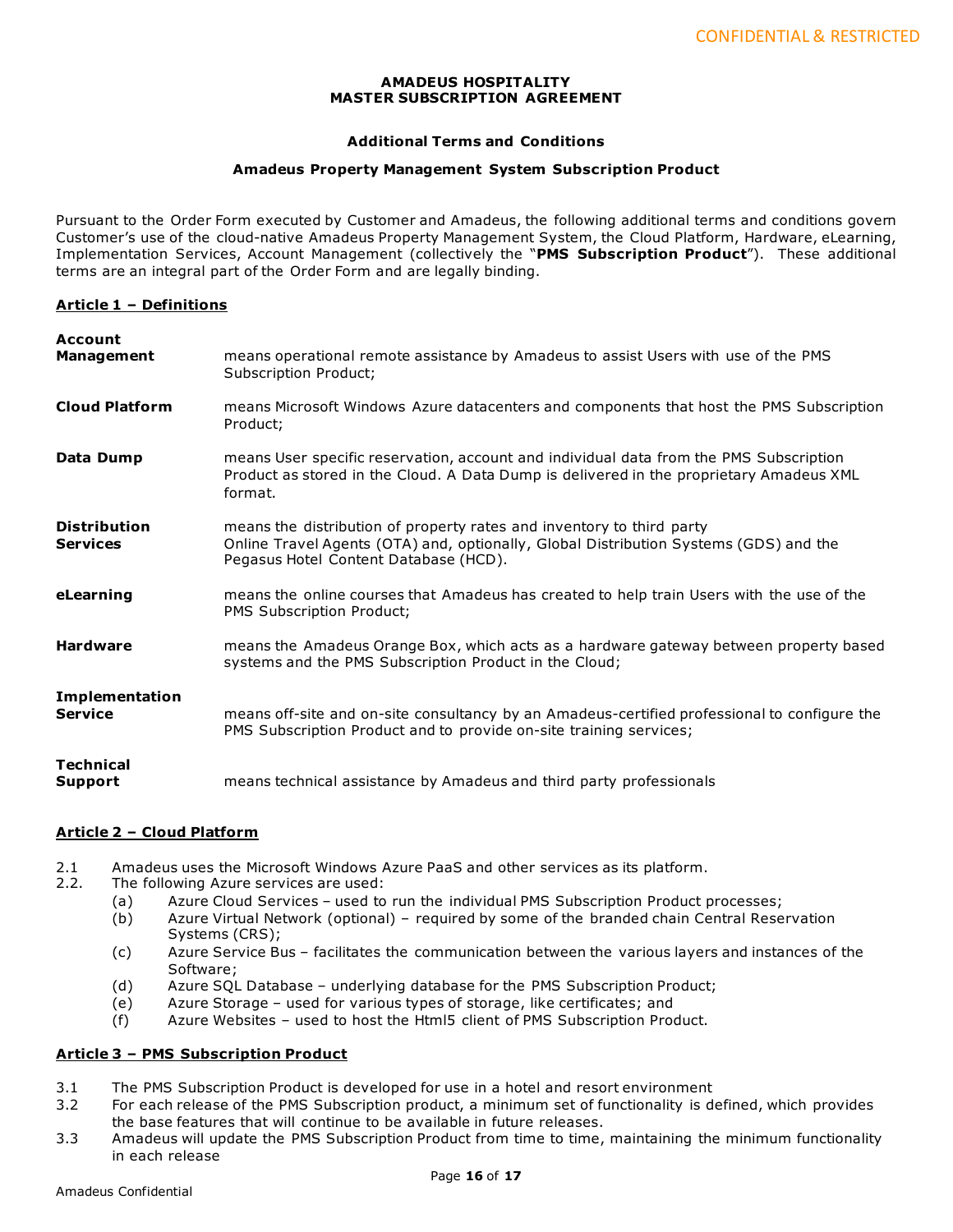**AMADEUS HOSPITALITY**
**MASTER SUBSCRIPTION AGREEMENT**

**Additional Terms and Conditions**

**Amadeus Property Management System Subscription Product**

Pursuant to the Order Form executed by Customer and Amadeus, the following additional terms and conditions govern Customer's use of the cloud-native Amadeus Property Management System, the Cloud Platform, Hardware, eLearning, Implementation Services, Account Management (collectively the "**PMS Subscription Product**"). These additional terms are an integral part of the Order Form and are legally binding.

## Article 1 – Definitions

| | |
|---|---|
| **Account Management** | means operational remote assistance by Amadeus to assist Users with use of the PMS Subscription Product; |
| **Cloud Platform** | means Microsoft Windows Azure datacenters and components that host the PMS Subscription Product; |
| **Data Dump** | means User specific reservation, account and individual data from the PMS Subscription Product as stored in the Cloud. A Data Dump is delivered in the proprietary Amadeus XML format. |
| **Distribution Services** | means the distribution of property rates and inventory to third party Online Travel Agents (OTA) and, optionally, Global Distribution Systems (GDS) and the Pegasus Hotel Content Database (HCD). |
| **eLearning** | means the online courses that Amadeus has created to help train Users with the use of the PMS Subscription Product; |
| **Hardware** | means the Amadeus Orange Box, which acts as a hardware gateway between property based systems and the PMS Subscription Product in the Cloud; |
| **Implementation Service** | means off-site and on-site consultancy by an Amadeus-certified professional to configure the PMS Subscription Product and to provide on-site training services; |
| **Technical Support** | means technical assistance by Amadeus and third party professionals |

## Article 2 – Cloud Platform

2.1 Amadeus uses the Microsoft Windows Azure PaaS and other services as its platform.

2.2. The following Azure services are used:

- (a) Azure Cloud Services – used to run the individual PMS Subscription Product processes;
- (b) Azure Virtual Network (optional) – required by some of the branded chain Central Reservation Systems (CRS);
- (c) Azure Service Bus – facilitates the communication between the various layers and instances of the Software;
- (d) Azure SQL Database – underlying database for the PMS Subscription Product;
- (e) Azure Storage – used for various types of storage, like certificates; and
- (f) Azure Websites – used to host the Html5 client of PMS Subscription Product.

## Article 3 – PMS Subscription Product

3.1 The PMS Subscription Product is developed for use in a hotel and resort environment

3.2 For each release of the PMS Subscription product, a minimum set of functionality is defined, which provides the base features that will continue to be available in future releases.

3.3 Amadeus will update the PMS Subscription Product from time to time, maintaining the minimum functionality in each release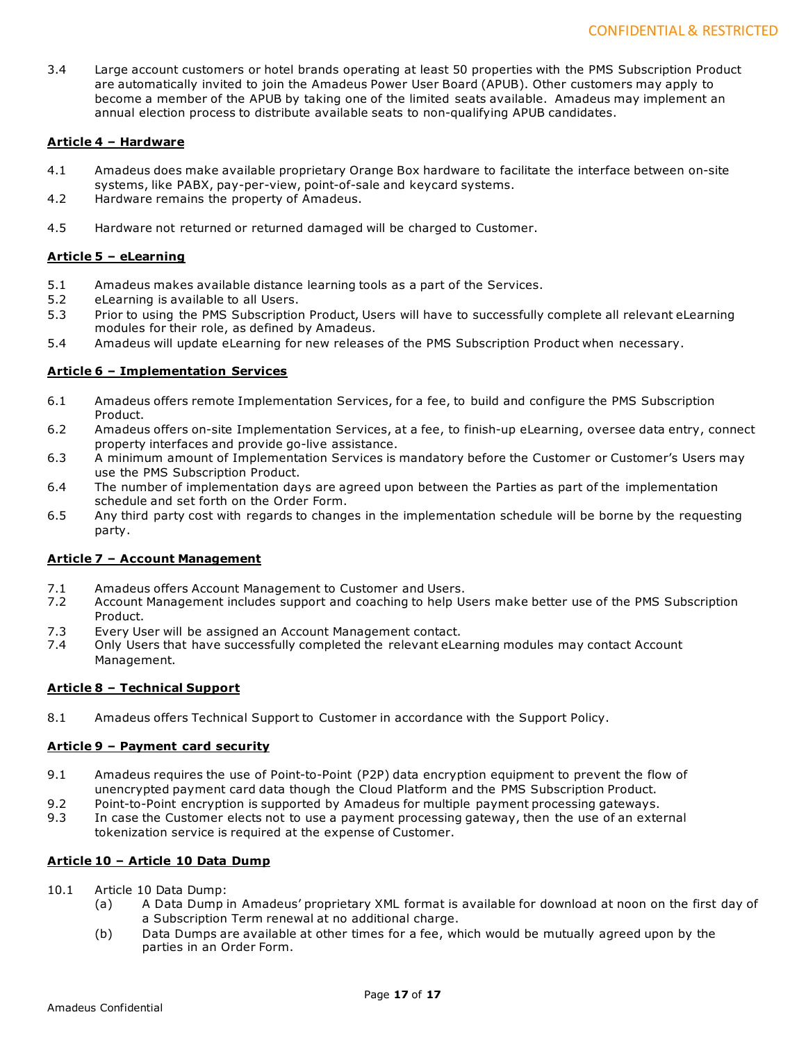3.4 Large account customers or hotel brands operating at least 50 properties with the PMS Subscription Product are automatically invited to join the Amadeus Power User Board (APUB). Other customers may apply to become a member of the APUB by taking one of the limited seats available. Amadeus may implement an annual election process to distribute available seats to non-qualifying APUB candidates.

**Article 4 – Hardware**

4.1 Amadeus does make available proprietary Orange Box hardware to facilitate the interface between on-site systems, like PABX, pay-per-view, point-of-sale and keycard systems.
4.2 Hardware remains the property of Amadeus.

4.5 Hardware not returned or returned damaged will be charged to Customer.

**Article 5 – eLearning**

5.1 Amadeus makes available distance learning tools as a part of the Services.
5.2 eLearning is available to all Users.
5.3 Prior to using the PMS Subscription Product, Users will have to successfully complete all relevant eLearning modules for their role, as defined by Amadeus.
5.4 Amadeus will update eLearning for new releases of the PMS Subscription Product when necessary.

**Article 6 – Implementation Services**

6.1 Amadeus offers remote Implementation Services, for a fee, to build and configure the PMS Subscription Product.
6.2 Amadeus offers on-site Implementation Services, at a fee, to finish-up eLearning, oversee data entry, connect property interfaces and provide go-live assistance.
6.3 A minimum amount of Implementation Services is mandatory before the Customer or Customer's Users may use the PMS Subscription Product.
6.4 The number of implementation days are agreed upon between the Parties as part of the implementation schedule and set forth on the Order Form.
6.5 Any third party cost with regards to changes in the implementation schedule will be borne by the requesting party.

**Article 7 – Account Management**

7.1 Amadeus offers Account Management to Customer and Users.
7.2 Account Management includes support and coaching to help Users make better use of the PMS Subscription Product.
7.3 Every User will be assigned an Account Management contact.
7.4 Only Users that have successfully completed the relevant eLearning modules may contact Account Management.

**Article 8 – Technical Support**

8.1 Amadeus offers Technical Support to Customer in accordance with the Support Policy.

**Article 9 – Payment card security**

9.1 Amadeus requires the use of Point-to-Point (P2P) data encryption equipment to prevent the flow of unencrypted payment card data though the Cloud Platform and the PMS Subscription Product.
9.2 Point-to-Point encryption is supported by Amadeus for multiple payment processing gateways.
9.3 In case the Customer elects not to use a payment processing gateway, then the use of an external tokenization service is required at the expense of Customer.

**Article 10 – Article 10 Data Dump**

10.1 Article 10 Data Dump:
 (a) A Data Dump in Amadeus' proprietary XML format is available for download at noon on the first day of a Subscription Term renewal at no additional charge.
 (b) Data Dumps are available at other times for a fee, which would be mutually agreed upon by the parties in an Order Form.